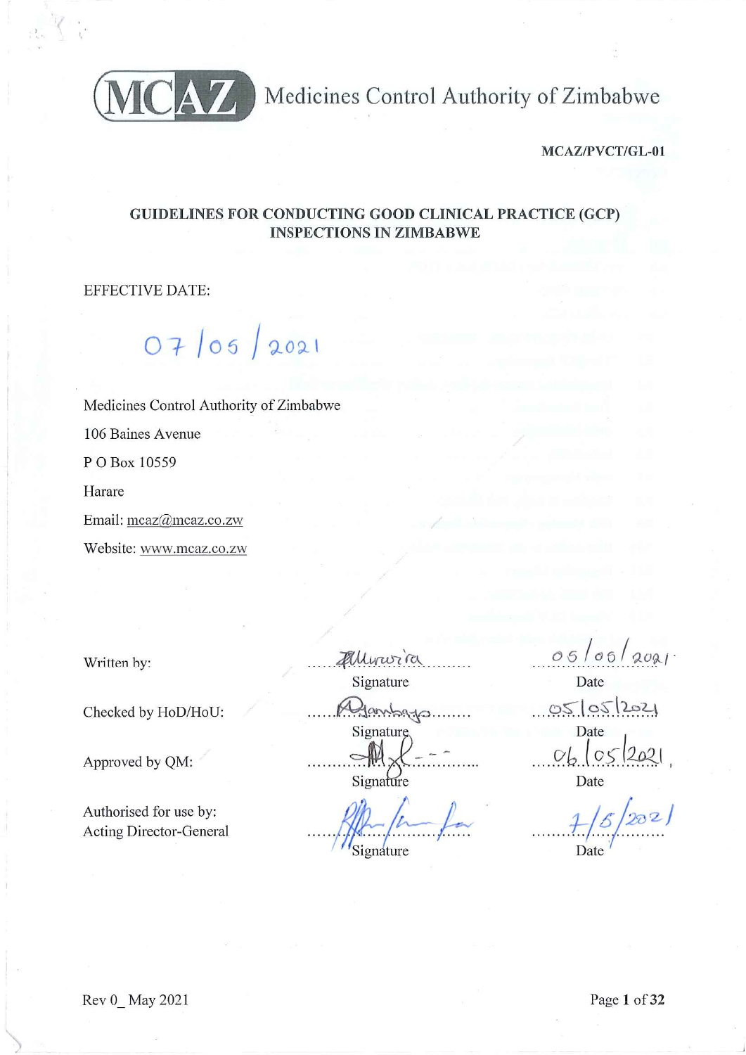MCAZ Medicines Control Authority of Zimbabwe

**MCAZ/PVCT/GL-01**

## GUIDELINES FOR CONDUCTING GOOD CLINICAL PRACTICE (GCP) INSPECTIONS IN ZIMBABWE

EFFECTIVE DATE:

07/05/2021

Medicines Control Authority of Zimbabwe

106 Baines Avenue

P O Box 10559

Harare

Email: mcaz@mcaz.co.zw

Website: www.mcaz.co.zw

| | Signature | Date |
|---|---|---|
| Written by: | Mhuruzira | 05/05/2021 |
| Checked by HoD/HoU: | Mambaya | 05/05/2021 |
| Approved by QM: | [signature] | 06/05/2021 |
| Authorised for use by: Acting Director-General | [signature] | 7/5/2021 |

Rev 0_ May 2021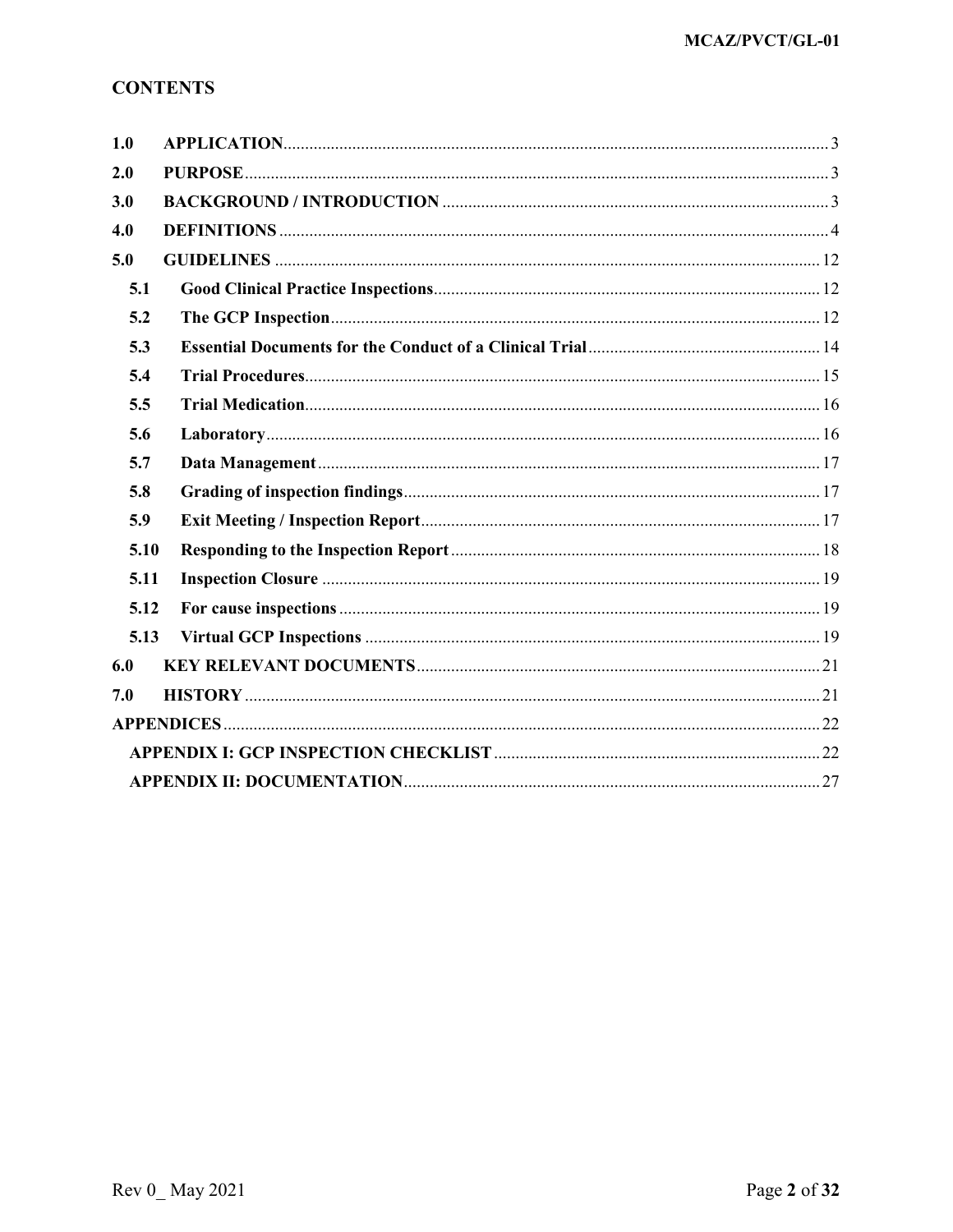## CONTENTS

| | | |
|---|---|---|
| 1.0 | APPLICATION | 3 |
| 2.0 | PURPOSE | 3 |
| 3.0 | BACKGROUND / INTRODUCTION | 3 |
| 4.0 | DEFINITIONS | 4 |
| 5.0 | GUIDELINES | 12 |
| 5.1 | Good Clinical Practice Inspections | 12 |
| 5.2 | The GCP Inspection | 12 |
| 5.3 | Essential Documents for the Conduct of a Clinical Trial | 14 |
| 5.4 | Trial Procedures | 15 |
| 5.5 | Trial Medication | 16 |
| 5.6 | Laboratory | 16 |
| 5.7 | Data Management | 17 |
| 5.8 | Grading of inspection findings | 17 |
| 5.9 | Exit Meeting / Inspection Report | 17 |
| 5.10 | Responding to the Inspection Report | 18 |
| 5.11 | Inspection Closure | 19 |
| 5.12 | For cause inspections | 19 |
| 5.13 | Virtual GCP Inspections | 19 |
| 6.0 | KEY RELEVANT DOCUMENTS | 21 |
| 7.0 | HISTORY | 21 |
| APPENDICES | | 22 |
| | APPENDIX I: GCP INSPECTION CHECKLIST | 22 |
| | APPENDIX II: DOCUMENTATION | 27 |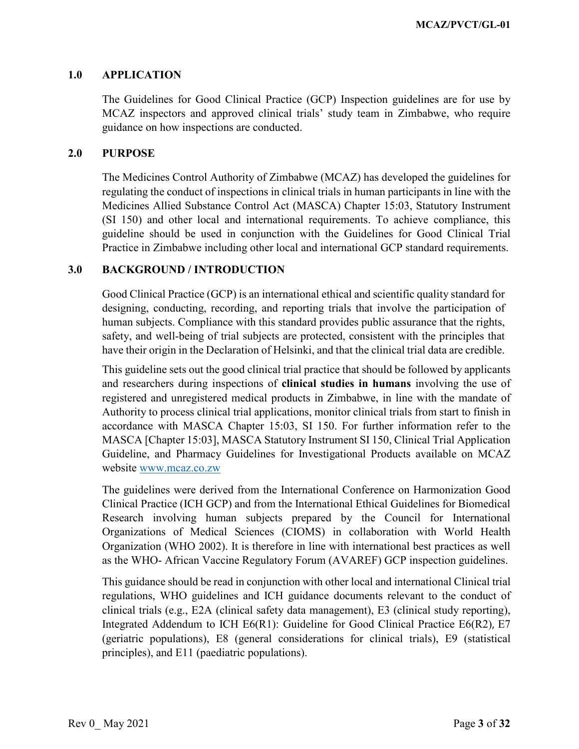## 1.0 APPLICATION

The Guidelines for Good Clinical Practice (GCP) Inspection guidelines are for use by MCAZ inspectors and approved clinical trials' study team in Zimbabwe, who require guidance on how inspections are conducted.

## 2.0 PURPOSE

The Medicines Control Authority of Zimbabwe (MCAZ) has developed the guidelines for regulating the conduct of inspections in clinical trials in human participants in line with the Medicines Allied Substance Control Act (MASCA) Chapter 15:03, Statutory Instrument (SI 150) and other local and international requirements. To achieve compliance, this guideline should be used in conjunction with the Guidelines for Good Clinical Trial Practice in Zimbabwe including other local and international GCP standard requirements.

## 3.0 BACKGROUND / INTRODUCTION

Good Clinical Practice (GCP) is an international ethical and scientific quality standard for designing, conducting, recording, and reporting trials that involve the participation of human subjects. Compliance with this standard provides public assurance that the rights, safety, and well-being of trial subjects are protected, consistent with the principles that have their origin in the Declaration of Helsinki, and that the clinical trial data are credible.

This guideline sets out the good clinical trial practice that should be followed by applicants and researchers during inspections of **clinical studies in humans** involving the use of registered and unregistered medical products in Zimbabwe, in line with the mandate of Authority to process clinical trial applications, monitor clinical trials from start to finish in accordance with MASCA Chapter 15:03, SI 150. For further information refer to the MASCA [Chapter 15:03], MASCA Statutory Instrument SI 150, Clinical Trial Application Guideline, and Pharmacy Guidelines for Investigational Products available on MCAZ website www.mcaz.co.zw

The guidelines were derived from the International Conference on Harmonization Good Clinical Practice (ICH GCP) and from the International Ethical Guidelines for Biomedical Research involving human subjects prepared by the Council for International Organizations of Medical Sciences (CIOMS) in collaboration with World Health Organization (WHO 2002). It is therefore in line with international best practices as well as the WHO- African Vaccine Regulatory Forum (AVAREF) GCP inspection guidelines.

This guidance should be read in conjunction with other local and international Clinical trial regulations, WHO guidelines and ICH guidance documents relevant to the conduct of clinical trials (e.g., E2A (clinical safety data management), E3 (clinical study reporting), Integrated Addendum to ICH E6(R1): Guideline for Good Clinical Practice E6(R2), E7 (geriatric populations), E8 (general considerations for clinical trials), E9 (statistical principles), and E11 (paediatric populations).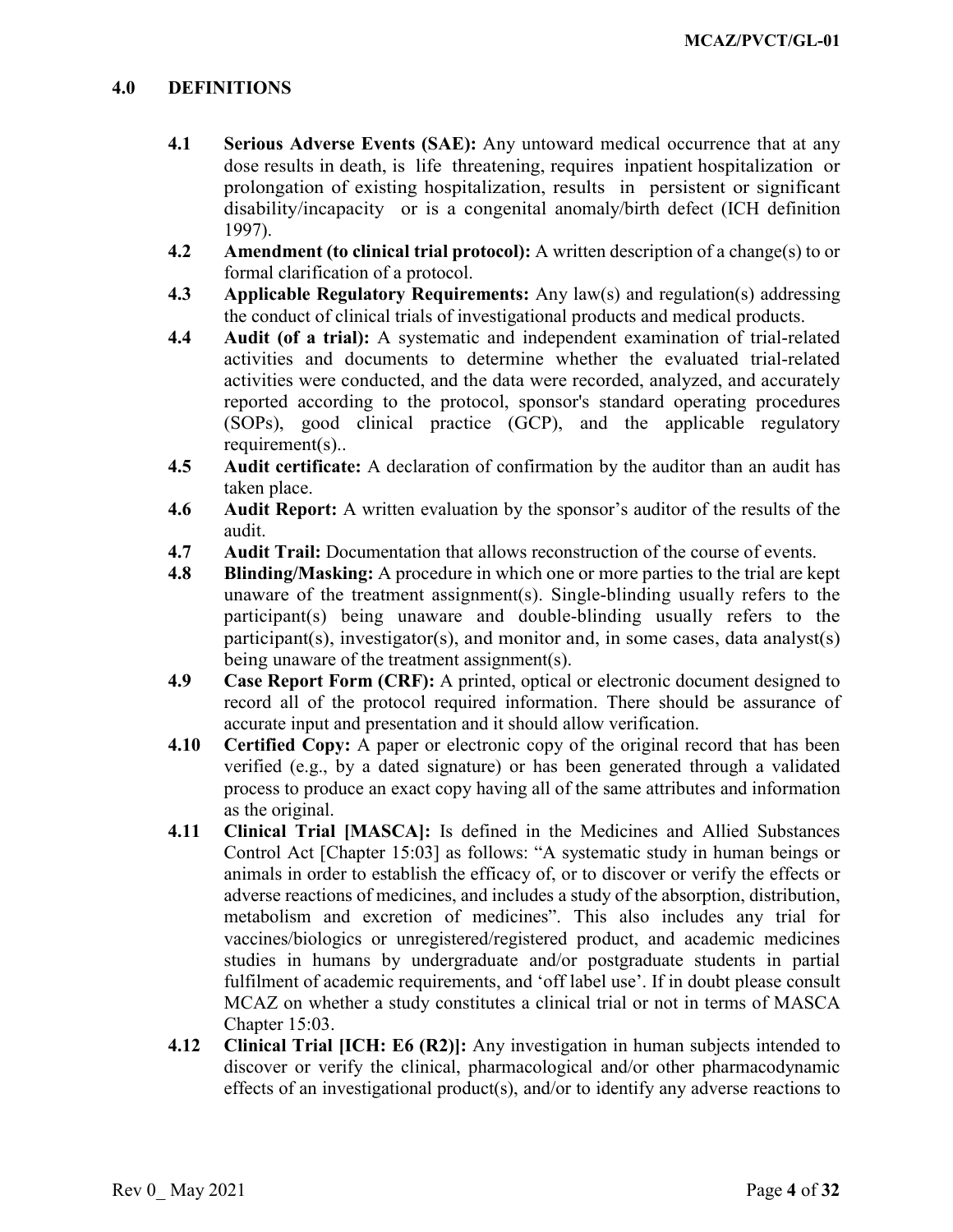## 4.0 DEFINITIONS

**4.1 Serious Adverse Events (SAE):** Any untoward medical occurrence that at any dose results in death, is life threatening, requires inpatient hospitalization or prolongation of existing hospitalization, results in persistent or significant disability/incapacity or is a congenital anomaly/birth defect (ICH definition 1997).

**4.2 Amendment (to clinical trial protocol):** A written description of a change(s) to or formal clarification of a protocol.

**4.3 Applicable Regulatory Requirements:** Any law(s) and regulation(s) addressing the conduct of clinical trials of investigational products and medical products.

**4.4 Audit (of a trial):** A systematic and independent examination of trial-related activities and documents to determine whether the evaluated trial-related activities were conducted, and the data were recorded, analyzed, and accurately reported according to the protocol, sponsor's standard operating procedures (SOPs), good clinical practice (GCP), and the applicable regulatory requirement(s)..

**4.5 Audit certificate:** A declaration of confirmation by the auditor than an audit has taken place.

**4.6 Audit Report:** A written evaluation by the sponsor's auditor of the results of the audit.

**4.7 Audit Trail:** Documentation that allows reconstruction of the course of events.

**4.8 Blinding/Masking:** A procedure in which one or more parties to the trial are kept unaware of the treatment assignment(s). Single-blinding usually refers to the participant(s) being unaware and double-blinding usually refers to the participant(s), investigator(s), and monitor and, in some cases, data analyst(s) being unaware of the treatment assignment(s).

**4.9 Case Report Form (CRF):** A printed, optical or electronic document designed to record all of the protocol required information. There should be assurance of accurate input and presentation and it should allow verification.

**4.10 Certified Copy:** A paper or electronic copy of the original record that has been verified (e.g., by a dated signature) or has been generated through a validated process to produce an exact copy having all of the same attributes and information as the original.

**4.11 Clinical Trial [MASCA]:** Is defined in the Medicines and Allied Substances Control Act [Chapter 15:03] as follows: "A systematic study in human beings or animals in order to establish the efficacy of, or to discover or verify the effects or adverse reactions of medicines, and includes a study of the absorption, distribution, metabolism and excretion of medicines". This also includes any trial for vaccines/biologics or unregistered/registered product, and academic medicines studies in humans by undergraduate and/or postgraduate students in partial fulfilment of academic requirements, and 'off label use'. If in doubt please consult MCAZ on whether a study constitutes a clinical trial or not in terms of MASCA Chapter 15:03.

**4.12 Clinical Trial [ICH: E6 (R2)]:** Any investigation in human subjects intended to discover or verify the clinical, pharmacological and/or other pharmacodynamic effects of an investigational product(s), and/or to identify any adverse reactions to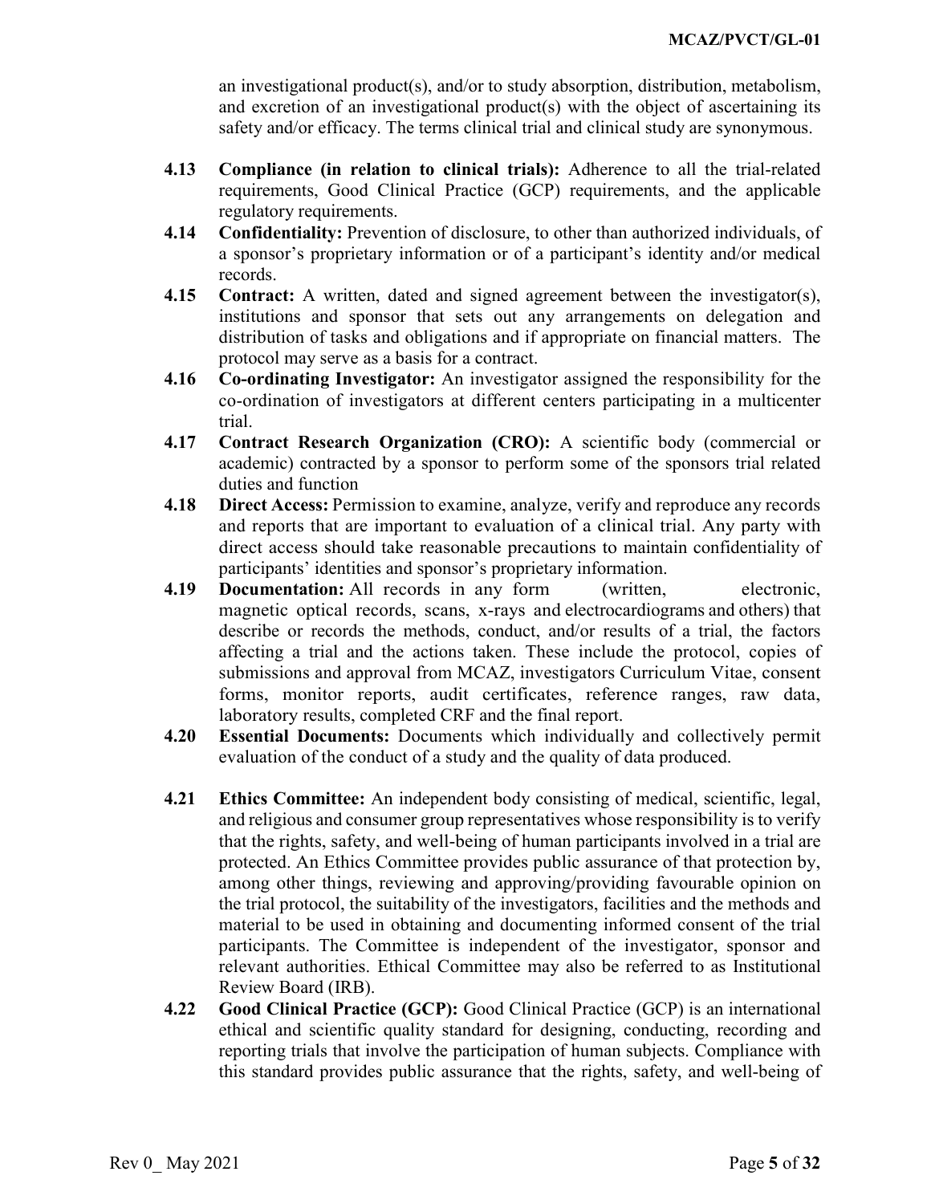an investigational product(s), and/or to study absorption, distribution, metabolism, and excretion of an investigational product(s) with the object of ascertaining its safety and/or efficacy. The terms clinical trial and clinical study are synonymous.

**4.13** **Compliance (in relation to clinical trials):** Adherence to all the trial-related requirements, Good Clinical Practice (GCP) requirements, and the applicable regulatory requirements.

**4.14** **Confidentiality:** Prevention of disclosure, to other than authorized individuals, of a sponsor's proprietary information or of a participant's identity and/or medical records.

**4.15** **Contract:** A written, dated and signed agreement between the investigator(s), institutions and sponsor that sets out any arrangements on delegation and distribution of tasks and obligations and if appropriate on financial matters. The protocol may serve as a basis for a contract.

**4.16** **Co-ordinating Investigator:** An investigator assigned the responsibility for the co-ordination of investigators at different centers participating in a multicenter trial.

**4.17** **Contract Research Organization (CRO):** A scientific body (commercial or academic) contracted by a sponsor to perform some of the sponsors trial related duties and function

**4.18** **Direct Access:** Permission to examine, analyze, verify and reproduce any records and reports that are important to evaluation of a clinical trial. Any party with direct access should take reasonable precautions to maintain confidentiality of participants' identities and sponsor's proprietary information.

**4.19** **Documentation:** All records in any form (written, electronic, magnetic optical records, scans, x-rays and electrocardiograms and others) that describe or records the methods, conduct, and/or results of a trial, the factors affecting a trial and the actions taken. These include the protocol, copies of submissions and approval from MCAZ, investigators Curriculum Vitae, consent forms, monitor reports, audit certificates, reference ranges, raw data, laboratory results, completed CRF and the final report.

**4.20** **Essential Documents:** Documents which individually and collectively permit evaluation of the conduct of a study and the quality of data produced.

**4.21** **Ethics Committee:** An independent body consisting of medical, scientific, legal, and religious and consumer group representatives whose responsibility is to verify that the rights, safety, and well-being of human participants involved in a trial are protected. An Ethics Committee provides public assurance of that protection by, among other things, reviewing and approving/providing favourable opinion on the trial protocol, the suitability of the investigators, facilities and the methods and material to be used in obtaining and documenting informed consent of the trial participants. The Committee is independent of the investigator, sponsor and relevant authorities. Ethical Committee may also be referred to as Institutional Review Board (IRB).

**4.22** **Good Clinical Practice (GCP):** Good Clinical Practice (GCP) is an international ethical and scientific quality standard for designing, conducting, recording and reporting trials that involve the participation of human subjects. Compliance with this standard provides public assurance that the rights, safety, and well-being of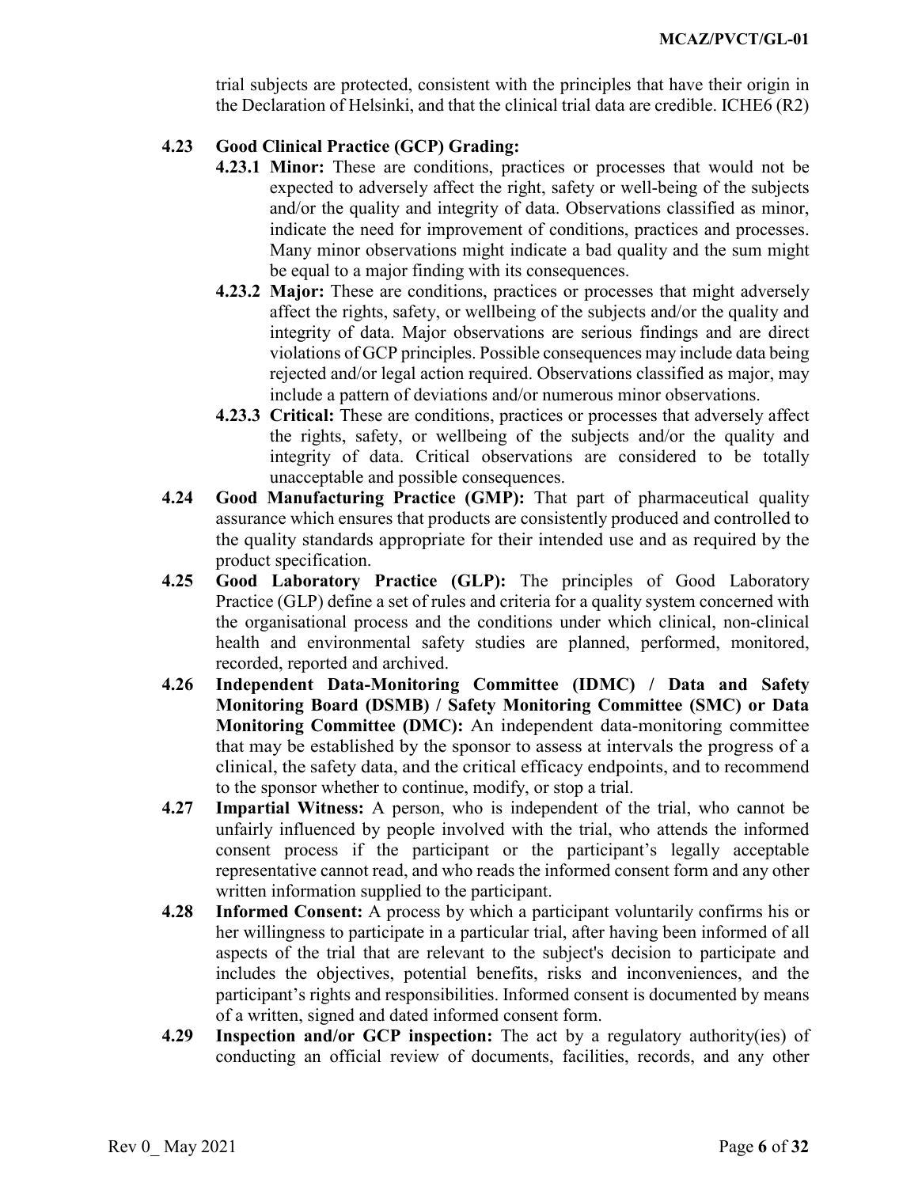trial subjects are protected, consistent with the principles that have their origin in the Declaration of Helsinki, and that the clinical trial data are credible. ICHE6 (R2)

**4.23 Good Clinical Practice (GCP) Grading:**

**4.23.1 Minor:** These are conditions, practices or processes that would not be expected to adversely affect the right, safety or well-being of the subjects and/or the quality and integrity of data. Observations classified as minor, indicate the need for improvement of conditions, practices and processes. Many minor observations might indicate a bad quality and the sum might be equal to a major finding with its consequences.

**4.23.2 Major:** These are conditions, practices or processes that might adversely affect the rights, safety, or wellbeing of the subjects and/or the quality and integrity of data. Major observations are serious findings and are direct violations of GCP principles. Possible consequences may include data being rejected and/or legal action required. Observations classified as major, may include a pattern of deviations and/or numerous minor observations.

**4.23.3 Critical:** These are conditions, practices or processes that adversely affect the rights, safety, or wellbeing of the subjects and/or the quality and integrity of data. Critical observations are considered to be totally unacceptable and possible consequences.

**4.24 Good Manufacturing Practice (GMP):** That part of pharmaceutical quality assurance which ensures that products are consistently produced and controlled to the quality standards appropriate for their intended use and as required by the product specification.

**4.25 Good Laboratory Practice (GLP):** The principles of Good Laboratory Practice (GLP) define a set of rules and criteria for a quality system concerned with the organisational process and the conditions under which clinical, non-clinical health and environmental safety studies are planned, performed, monitored, recorded, reported and archived.

**4.26 Independent Data-Monitoring Committee (IDMC) / Data and Safety Monitoring Board (DSMB) / Safety Monitoring Committee (SMC) or Data Monitoring Committee (DMC):** An independent data-monitoring committee that may be established by the sponsor to assess at intervals the progress of a clinical, the safety data, and the critical efficacy endpoints, and to recommend to the sponsor whether to continue, modify, or stop a trial.

**4.27 Impartial Witness:** A person, who is independent of the trial, who cannot be unfairly influenced by people involved with the trial, who attends the informed consent process if the participant or the participant's legally acceptable representative cannot read, and who reads the informed consent form and any other written information supplied to the participant.

**4.28 Informed Consent:** A process by which a participant voluntarily confirms his or her willingness to participate in a particular trial, after having been informed of all aspects of the trial that are relevant to the subject's decision to participate and includes the objectives, potential benefits, risks and inconveniences, and the participant's rights and responsibilities. Informed consent is documented by means of a written, signed and dated informed consent form.

**4.29 Inspection and/or GCP inspection:** The act by a regulatory authority(ies) of conducting an official review of documents, facilities, records, and any other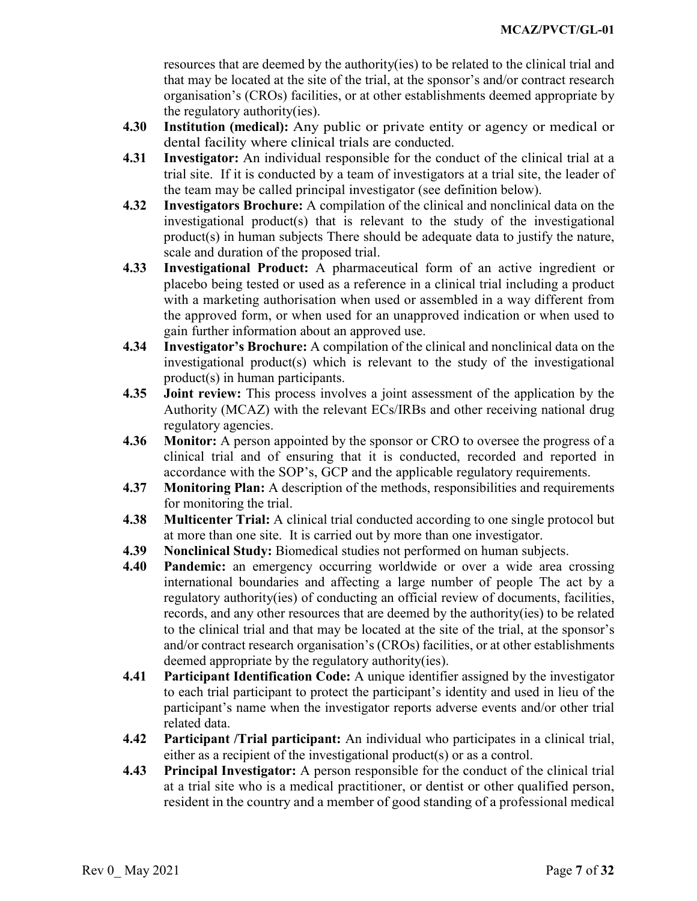resources that are deemed by the authority(ies) to be related to the clinical trial and that may be located at the site of the trial, at the sponsor's and/or contract research organisation's (CROs) facilities, or at other establishments deemed appropriate by the regulatory authority(ies).

**4.30 Institution (medical):** Any public or private entity or agency or medical or dental facility where clinical trials are conducted.

**4.31 Investigator:** An individual responsible for the conduct of the clinical trial at a trial site. If it is conducted by a team of investigators at a trial site, the leader of the team may be called principal investigator (see definition below).

**4.32 Investigators Brochure:** A compilation of the clinical and nonclinical data on the investigational product(s) that is relevant to the study of the investigational product(s) in human subjects There should be adequate data to justify the nature, scale and duration of the proposed trial.

**4.33 Investigational Product:** A pharmaceutical form of an active ingredient or placebo being tested or used as a reference in a clinical trial including a product with a marketing authorisation when used or assembled in a way different from the approved form, or when used for an unapproved indication or when used to gain further information about an approved use.

**4.34 Investigator's Brochure:** A compilation of the clinical and nonclinical data on the investigational product(s) which is relevant to the study of the investigational product(s) in human participants.

**4.35 Joint review:** This process involves a joint assessment of the application by the Authority (MCAZ) with the relevant ECs/IRBs and other receiving national drug regulatory agencies.

**4.36 Monitor:** A person appointed by the sponsor or CRO to oversee the progress of a clinical trial and of ensuring that it is conducted, recorded and reported in accordance with the SOP's, GCP and the applicable regulatory requirements.

**4.37 Monitoring Plan:** A description of the methods, responsibilities and requirements for monitoring the trial.

**4.38 Multicenter Trial:** A clinical trial conducted according to one single protocol but at more than one site. It is carried out by more than one investigator.

**4.39 Nonclinical Study:** Biomedical studies not performed on human subjects.

**4.40 Pandemic:** an emergency occurring worldwide or over a wide area crossing international boundaries and affecting a large number of people The act by a regulatory authority(ies) of conducting an official review of documents, facilities, records, and any other resources that are deemed by the authority(ies) to be related to the clinical trial and that may be located at the site of the trial, at the sponsor's and/or contract research organisation's (CROs) facilities, or at other establishments deemed appropriate by the regulatory authority(ies).

**4.41 Participant Identification Code:** A unique identifier assigned by the investigator to each trial participant to protect the participant's identity and used in lieu of the participant's name when the investigator reports adverse events and/or other trial related data.

**4.42 Participant /Trial participant:** An individual who participates in a clinical trial, either as a recipient of the investigational product(s) or as a control.

**4.43 Principal Investigator:** A person responsible for the conduct of the clinical trial at a trial site who is a medical practitioner, or dentist or other qualified person, resident in the country and a member of good standing of a professional medical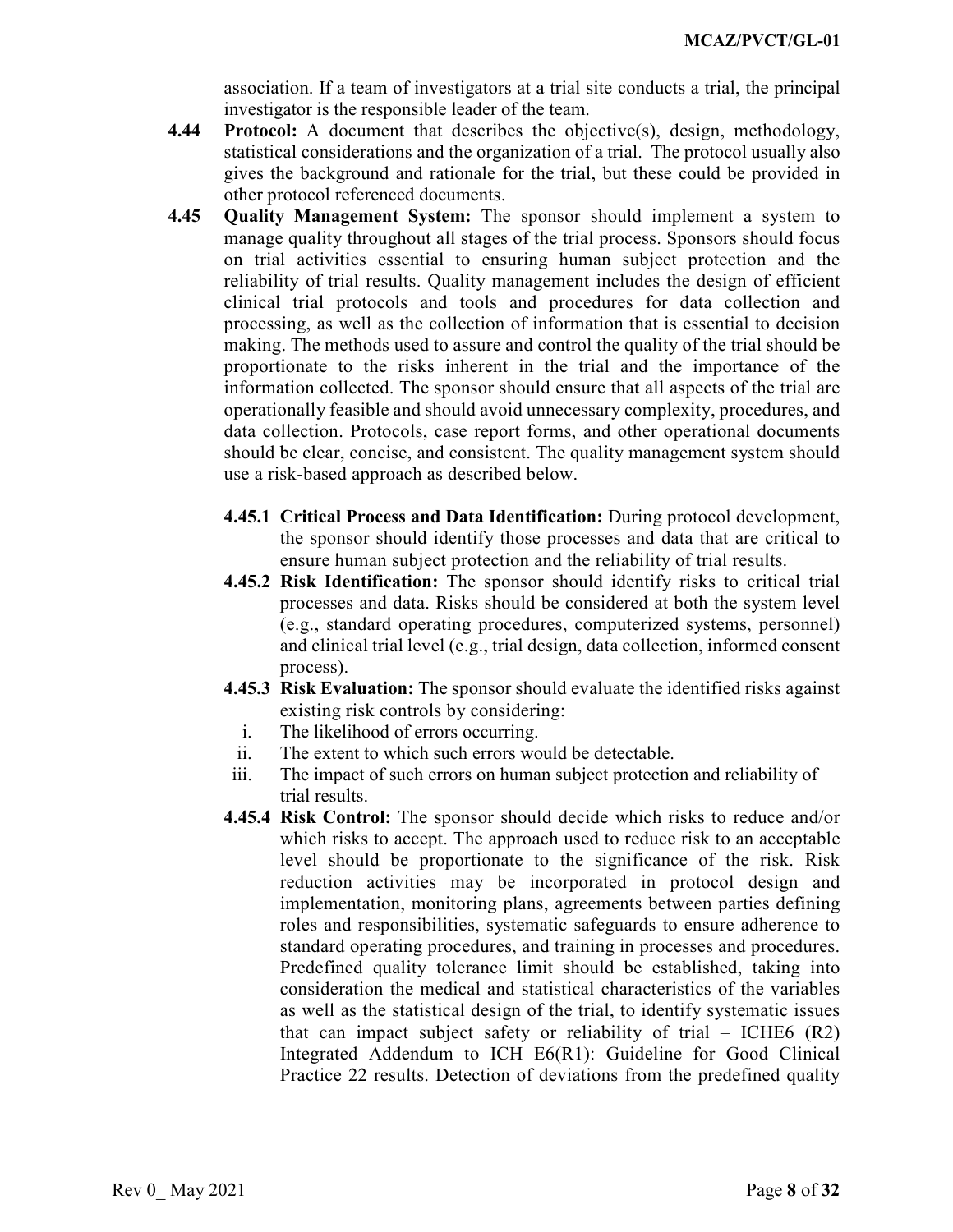association. If a team of investigators at a trial site conducts a trial, the principal investigator is the responsible leader of the team.

**4.44 Protocol:** A document that describes the objective(s), design, methodology, statistical considerations and the organization of a trial. The protocol usually also gives the background and rationale for the trial, but these could be provided in other protocol referenced documents.

**4.45 Quality Management System:** The sponsor should implement a system to manage quality throughout all stages of the trial process. Sponsors should focus on trial activities essential to ensuring human subject protection and the reliability of trial results. Quality management includes the design of efficient clinical trial protocols and tools and procedures for data collection and processing, as well as the collection of information that is essential to decision making. The methods used to assure and control the quality of the trial should be proportionate to the risks inherent in the trial and the importance of the information collected. The sponsor should ensure that all aspects of the trial are operationally feasible and should avoid unnecessary complexity, procedures, and data collection. Protocols, case report forms, and other operational documents should be clear, concise, and consistent. The quality management system should use a risk-based approach as described below.

**4.45.1 Critical Process and Data Identification:** During protocol development, the sponsor should identify those processes and data that are critical to ensure human subject protection and the reliability of trial results.

**4.45.2 Risk Identification:** The sponsor should identify risks to critical trial processes and data. Risks should be considered at both the system level (e.g., standard operating procedures, computerized systems, personnel) and clinical trial level (e.g., trial design, data collection, informed consent process).

**4.45.3 Risk Evaluation:** The sponsor should evaluate the identified risks against existing risk controls by considering:

i. The likelihood of errors occurring.
ii. The extent to which such errors would be detectable.
iii. The impact of such errors on human subject protection and reliability of trial results.

**4.45.4 Risk Control:** The sponsor should decide which risks to reduce and/or which risks to accept. The approach used to reduce risk to an acceptable level should be proportionate to the significance of the risk. Risk reduction activities may be incorporated in protocol design and implementation, monitoring plans, agreements between parties defining roles and responsibilities, systematic safeguards to ensure adherence to standard operating procedures, and training in processes and procedures. Predefined quality tolerance limit should be established, taking into consideration the medical and statistical characteristics of the variables as well as the statistical design of the trial, to identify systematic issues that can impact subject safety or reliability of trial – ICHE6 (R2) Integrated Addendum to ICH E6(R1): Guideline for Good Clinical Practice 22 results. Detection of deviations from the predefined quality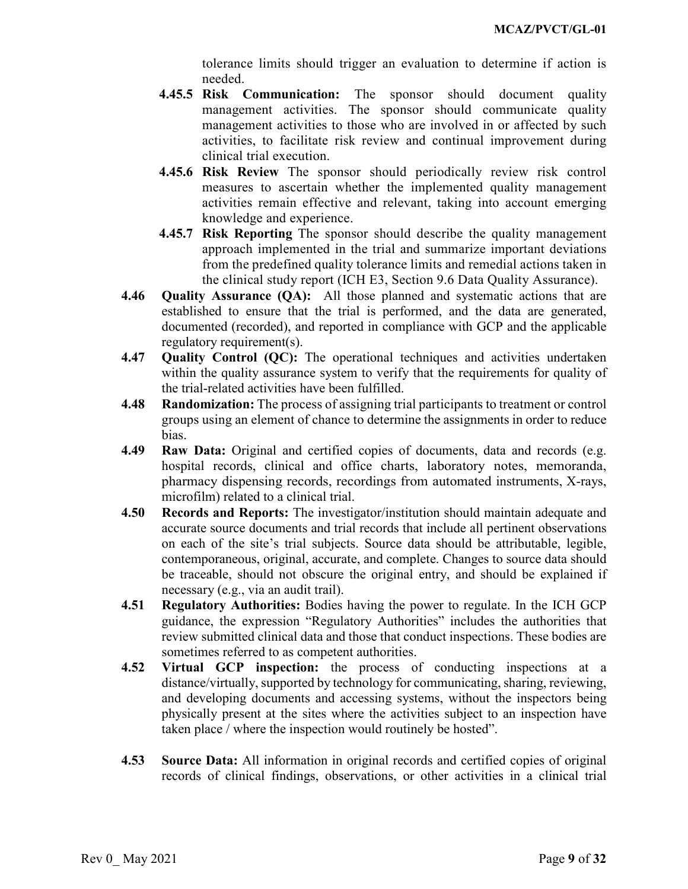tolerance limits should trigger an evaluation to determine if action is needed.

**4.45.5 Risk Communication:** The sponsor should document quality management activities. The sponsor should communicate quality management activities to those who are involved in or affected by such activities, to facilitate risk review and continual improvement during clinical trial execution.

**4.45.6 Risk Review** The sponsor should periodically review risk control measures to ascertain whether the implemented quality management activities remain effective and relevant, taking into account emerging knowledge and experience.

**4.45.7 Risk Reporting** The sponsor should describe the quality management approach implemented in the trial and summarize important deviations from the predefined quality tolerance limits and remedial actions taken in the clinical study report (ICH E3, Section 9.6 Data Quality Assurance).

**4.46 Quality Assurance (QA):** All those planned and systematic actions that are established to ensure that the trial is performed, and the data are generated, documented (recorded), and reported in compliance with GCP and the applicable regulatory requirement(s).

**4.47 Quality Control (QC):** The operational techniques and activities undertaken within the quality assurance system to verify that the requirements for quality of the trial-related activities have been fulfilled.

**4.48 Randomization:** The process of assigning trial participants to treatment or control groups using an element of chance to determine the assignments in order to reduce bias.

**4.49 Raw Data:** Original and certified copies of documents, data and records (e.g. hospital records, clinical and office charts, laboratory notes, memoranda, pharmacy dispensing records, recordings from automated instruments, X-rays, microfilm) related to a clinical trial.

**4.50 Records and Reports:** The investigator/institution should maintain adequate and accurate source documents and trial records that include all pertinent observations on each of the site's trial subjects. Source data should be attributable, legible, contemporaneous, original, accurate, and complete. Changes to source data should be traceable, should not obscure the original entry, and should be explained if necessary (e.g., via an audit trail).

**4.51 Regulatory Authorities:** Bodies having the power to regulate. In the ICH GCP guidance, the expression "Regulatory Authorities" includes the authorities that review submitted clinical data and those that conduct inspections. These bodies are sometimes referred to as competent authorities.

**4.52 Virtual GCP inspection:** the process of conducting inspections at a distance/virtually, supported by technology for communicating, sharing, reviewing, and developing documents and accessing systems, without the inspectors being physically present at the sites where the activities subject to an inspection have taken place / where the inspection would routinely be hosted".

**4.53 Source Data:** All information in original records and certified copies of original records of clinical findings, observations, or other activities in a clinical trial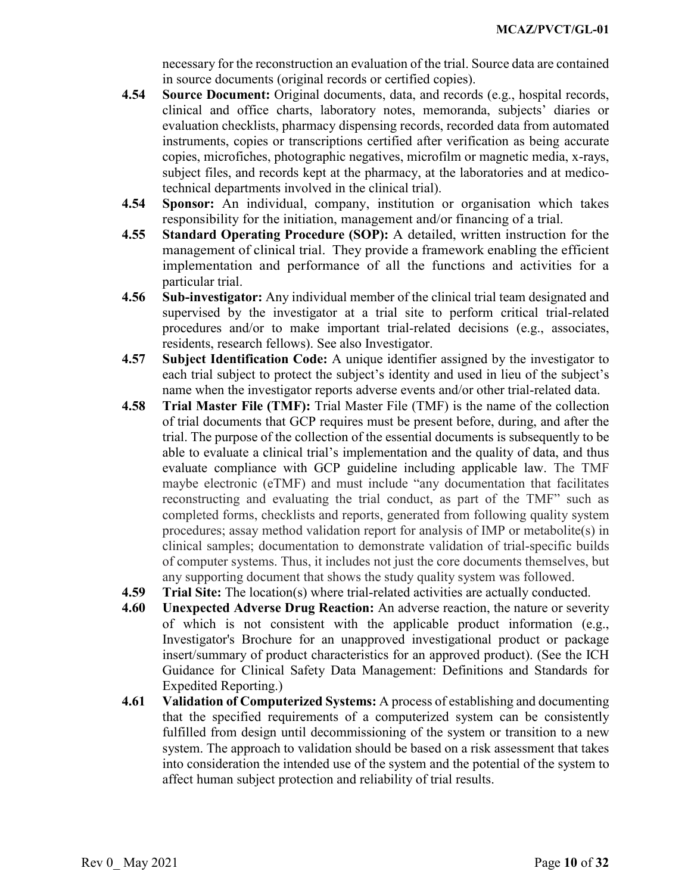necessary for the reconstruction an evaluation of the trial. Source data are contained in source documents (original records or certified copies).

**4.54 Source Document:** Original documents, data, and records (e.g., hospital records, clinical and office charts, laboratory notes, memoranda, subjects' diaries or evaluation checklists, pharmacy dispensing records, recorded data from automated instruments, copies or transcriptions certified after verification as being accurate copies, microfiches, photographic negatives, microfilm or magnetic media, x-rays, subject files, and records kept at the pharmacy, at the laboratories and at medico-technical departments involved in the clinical trial).

**4.54 Sponsor:** An individual, company, institution or organisation which takes responsibility for the initiation, management and/or financing of a trial.

**4.55 Standard Operating Procedure (SOP):** A detailed, written instruction for the management of clinical trial. They provide a framework enabling the efficient implementation and performance of all the functions and activities for a particular trial.

**4.56 Sub-investigator:** Any individual member of the clinical trial team designated and supervised by the investigator at a trial site to perform critical trial-related procedures and/or to make important trial-related decisions (e.g., associates, residents, research fellows). See also Investigator.

**4.57 Subject Identification Code:** A unique identifier assigned by the investigator to each trial subject to protect the subject's identity and used in lieu of the subject's name when the investigator reports adverse events and/or other trial-related data.

**4.58 Trial Master File (TMF):** Trial Master File (TMF) is the name of the collection of trial documents that GCP requires must be present before, during, and after the trial. The purpose of the collection of the essential documents is subsequently to be able to evaluate a clinical trial's implementation and the quality of data, and thus evaluate compliance with GCP guideline including applicable law. The TMF maybe electronic (eTMF) and must include "any documentation that facilitates reconstructing and evaluating the trial conduct, as part of the TMF" such as completed forms, checklists and reports, generated from following quality system procedures; assay method validation report for analysis of IMP or metabolite(s) in clinical samples; documentation to demonstrate validation of trial-specific builds of computer systems. Thus, it includes not just the core documents themselves, but any supporting document that shows the study quality system was followed.

**4.59 Trial Site:** The location(s) where trial-related activities are actually conducted.

**4.60 Unexpected Adverse Drug Reaction:** An adverse reaction, the nature or severity of which is not consistent with the applicable product information (e.g., Investigator's Brochure for an unapproved investigational product or package insert/summary of product characteristics for an approved product). (See the ICH Guidance for Clinical Safety Data Management: Definitions and Standards for Expedited Reporting.)

**4.61 Validation of Computerized Systems:** A process of establishing and documenting that the specified requirements of a computerized system can be consistently fulfilled from design until decommissioning of the system or transition to a new system. The approach to validation should be based on a risk assessment that takes into consideration the intended use of the system and the potential of the system to affect human subject protection and reliability of trial results.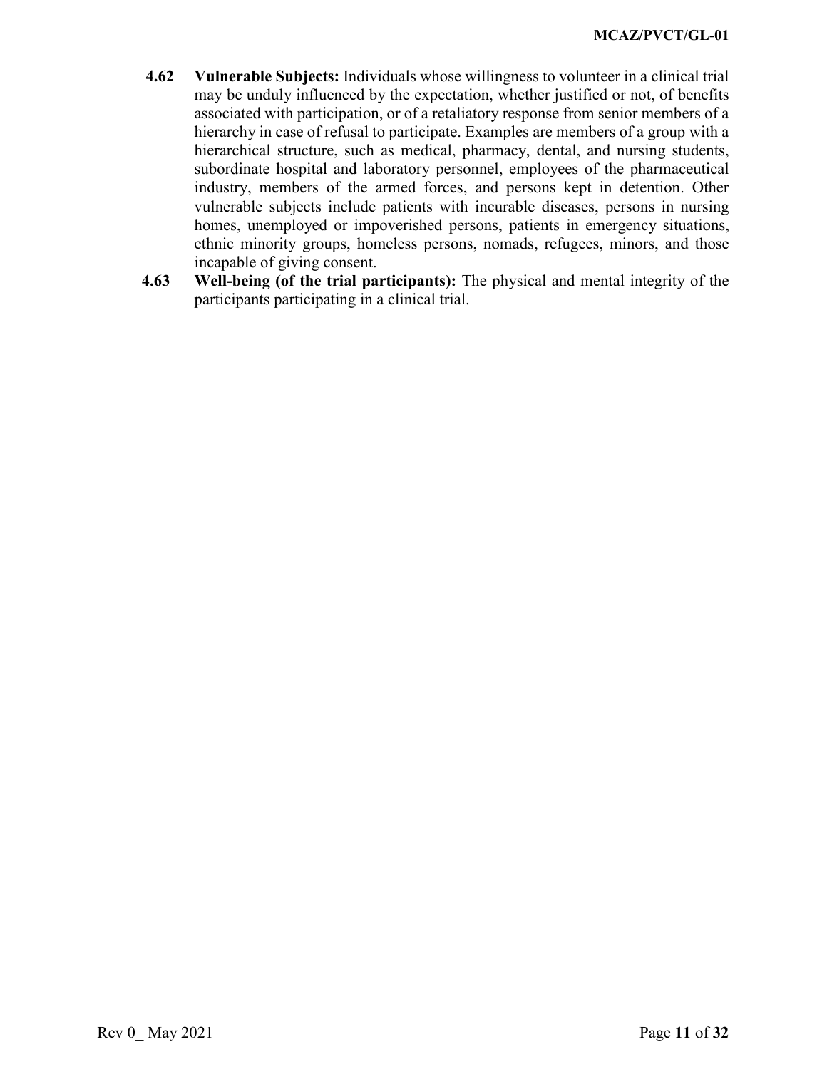**4.62 Vulnerable Subjects:** Individuals whose willingness to volunteer in a clinical trial may be unduly influenced by the expectation, whether justified or not, of benefits associated with participation, or of a retaliatory response from senior members of a hierarchy in case of refusal to participate. Examples are members of a group with a hierarchical structure, such as medical, pharmacy, dental, and nursing students, subordinate hospital and laboratory personnel, employees of the pharmaceutical industry, members of the armed forces, and persons kept in detention. Other vulnerable subjects include patients with incurable diseases, persons in nursing homes, unemployed or impoverished persons, patients in emergency situations, ethnic minority groups, homeless persons, nomads, refugees, minors, and those incapable of giving consent.

**4.63 Well-being (of the trial participants):** The physical and mental integrity of the participants participating in a clinical trial.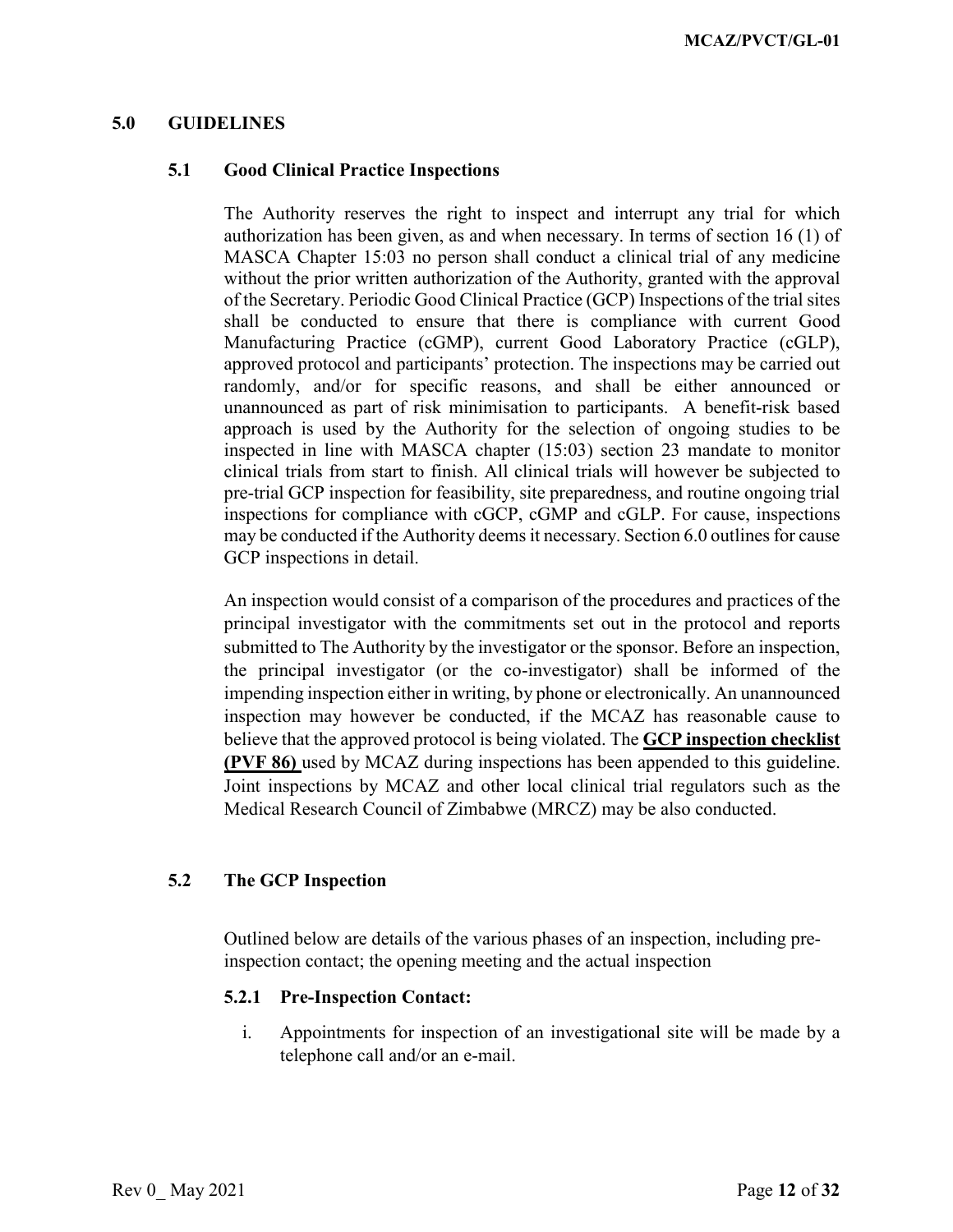## 5.0 GUIDELINES

### 5.1 Good Clinical Practice Inspections

The Authority reserves the right to inspect and interrupt any trial for which authorization has been given, as and when necessary. In terms of section 16 (1) of MASCA Chapter 15:03 no person shall conduct a clinical trial of any medicine without the prior written authorization of the Authority, granted with the approval of the Secretary. Periodic Good Clinical Practice (GCP) Inspections of the trial sites shall be conducted to ensure that there is compliance with current Good Manufacturing Practice (cGMP), current Good Laboratory Practice (cGLP), approved protocol and participants' protection. The inspections may be carried out randomly, and/or for specific reasons, and shall be either announced or unannounced as part of risk minimisation to participants. A benefit-risk based approach is used by the Authority for the selection of ongoing studies to be inspected in line with MASCA chapter (15:03) section 23 mandate to monitor clinical trials from start to finish. All clinical trials will however be subjected to pre-trial GCP inspection for feasibility, site preparedness, and routine ongoing trial inspections for compliance with cGCP, cGMP and cGLP. For cause, inspections may be conducted if the Authority deems it necessary. Section 6.0 outlines for cause GCP inspections in detail.

An inspection would consist of a comparison of the procedures and practices of the principal investigator with the commitments set out in the protocol and reports submitted to The Authority by the investigator or the sponsor. Before an inspection, the principal investigator (or the co-investigator) shall be informed of the impending inspection either in writing, by phone or electronically. An unannounced inspection may however be conducted, if the MCAZ has reasonable cause to believe that the approved protocol is being violated. The **GCP inspection checklist (PVF 86)** used by MCAZ during inspections has been appended to this guideline. Joint inspections by MCAZ and other local clinical trial regulators such as the Medical Research Council of Zimbabwe (MRCZ) may be also conducted.

### 5.2 The GCP Inspection

Outlined below are details of the various phases of an inspection, including pre-inspection contact; the opening meeting and the actual inspection

#### 5.2.1 Pre-Inspection Contact:

i. Appointments for inspection of an investigational site will be made by a telephone call and/or an e-mail.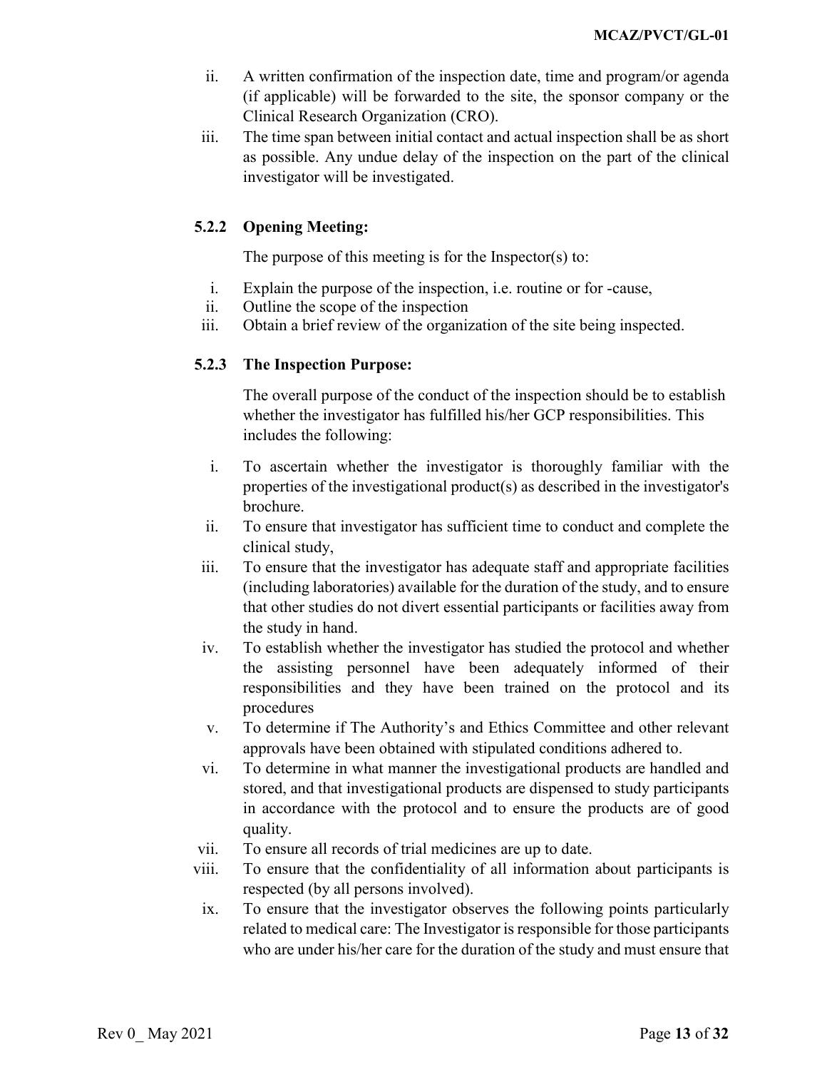ii. A written confirmation of the inspection date, time and program/or agenda (if applicable) will be forwarded to the site, the sponsor company or the Clinical Research Organization (CRO).

iii. The time span between initial contact and actual inspection shall be as short as possible. Any undue delay of the inspection on the part of the clinical investigator will be investigated.

#### 5.2.2 Opening Meeting:

The purpose of this meeting is for the Inspector(s) to:

i. Explain the purpose of the inspection, i.e. routine or for -cause,

ii. Outline the scope of the inspection

iii. Obtain a brief review of the organization of the site being inspected.

#### 5.2.3 The Inspection Purpose:

The overall purpose of the conduct of the inspection should be to establish whether the investigator has fulfilled his/her GCP responsibilities. This includes the following:

i. To ascertain whether the investigator is thoroughly familiar with the properties of the investigational product(s) as described in the investigator's brochure.

ii. To ensure that investigator has sufficient time to conduct and complete the clinical study,

iii. To ensure that the investigator has adequate staff and appropriate facilities (including laboratories) available for the duration of the study, and to ensure that other studies do not divert essential participants or facilities away from the study in hand.

iv. To establish whether the investigator has studied the protocol and whether the assisting personnel have been adequately informed of their responsibilities and they have been trained on the protocol and its procedures

v. To determine if The Authority's and Ethics Committee and other relevant approvals have been obtained with stipulated conditions adhered to.

vi. To determine in what manner the investigational products are handled and stored, and that investigational products are dispensed to study participants in accordance with the protocol and to ensure the products are of good quality.

vii. To ensure all records of trial medicines are up to date.

viii. To ensure that the confidentiality of all information about participants is respected (by all persons involved).

ix. To ensure that the investigator observes the following points particularly related to medical care: The Investigator is responsible for those participants who are under his/her care for the duration of the study and must ensure that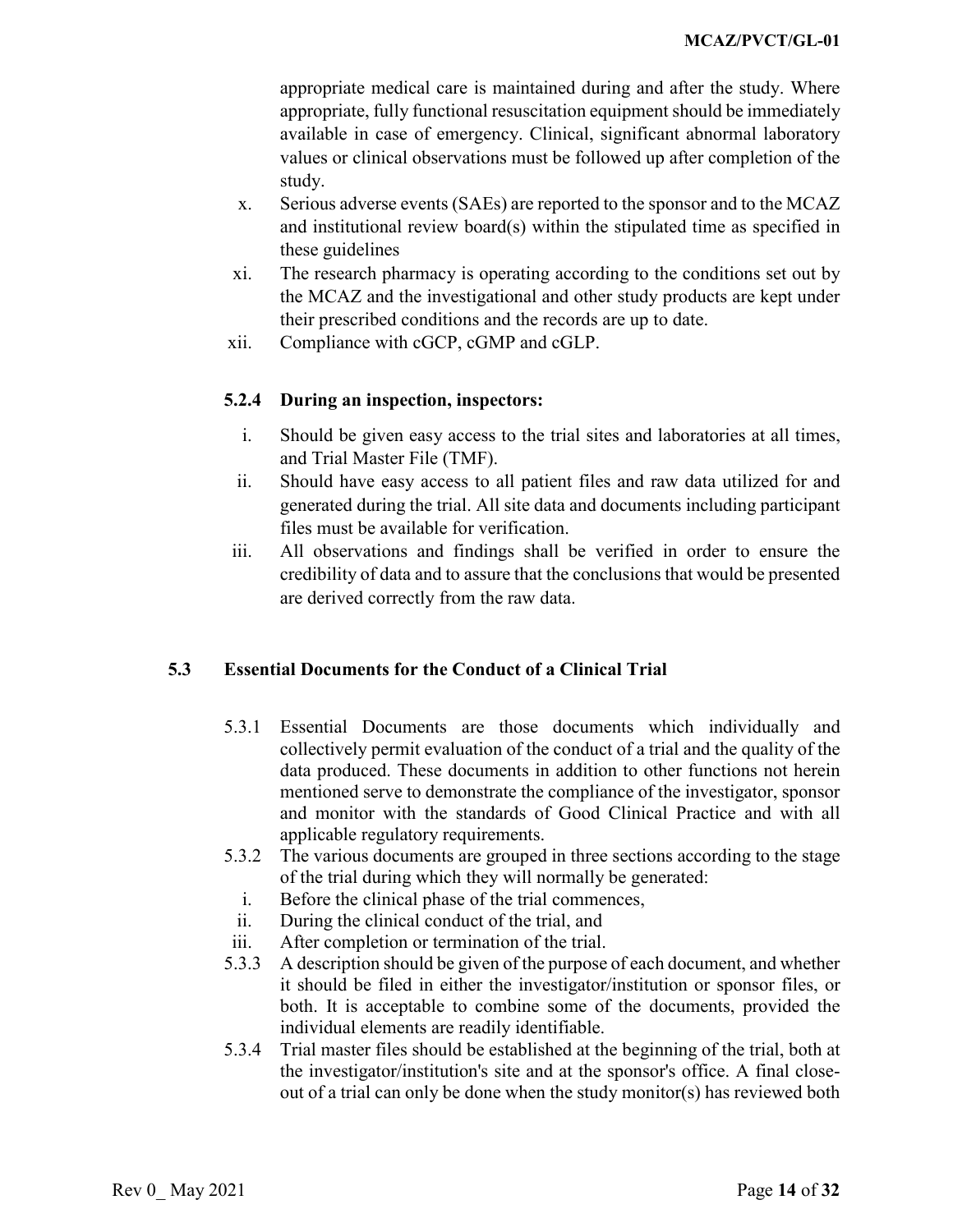appropriate medical care is maintained during and after the study. Where appropriate, fully functional resuscitation equipment should be immediately available in case of emergency. Clinical, significant abnormal laboratory values or clinical observations must be followed up after completion of the study.

x. Serious adverse events (SAEs) are reported to the sponsor and to the MCAZ and institutional review board(s) within the stipulated time as specified in these guidelines

xi. The research pharmacy is operating according to the conditions set out by the MCAZ and the investigational and other study products are kept under their prescribed conditions and the records are up to date.

xii. Compliance with cGCP, cGMP and cGLP.

#### 5.2.4 During an inspection, inspectors:

i. Should be given easy access to the trial sites and laboratories at all times, and Trial Master File (TMF).

ii. Should have easy access to all patient files and raw data utilized for and generated during the trial. All site data and documents including participant files must be available for verification.

iii. All observations and findings shall be verified in order to ensure the credibility of data and to assure that the conclusions that would be presented are derived correctly from the raw data.

### 5.3 Essential Documents for the Conduct of a Clinical Trial

5.3.1 Essential Documents are those documents which individually and collectively permit evaluation of the conduct of a trial and the quality of the data produced. These documents in addition to other functions not herein mentioned serve to demonstrate the compliance of the investigator, sponsor and monitor with the standards of Good Clinical Practice and with all applicable regulatory requirements.

5.3.2 The various documents are grouped in three sections according to the stage of the trial during which they will normally be generated:

i. Before the clinical phase of the trial commences,

ii. During the clinical conduct of the trial, and

iii. After completion or termination of the trial.

5.3.3 A description should be given of the purpose of each document, and whether it should be filed in either the investigator/institution or sponsor files, or both. It is acceptable to combine some of the documents, provided the individual elements are readily identifiable.

5.3.4 Trial master files should be established at the beginning of the trial, both at the investigator/institution's site and at the sponsor's office. A final close-out of a trial can only be done when the study monitor(s) has reviewed both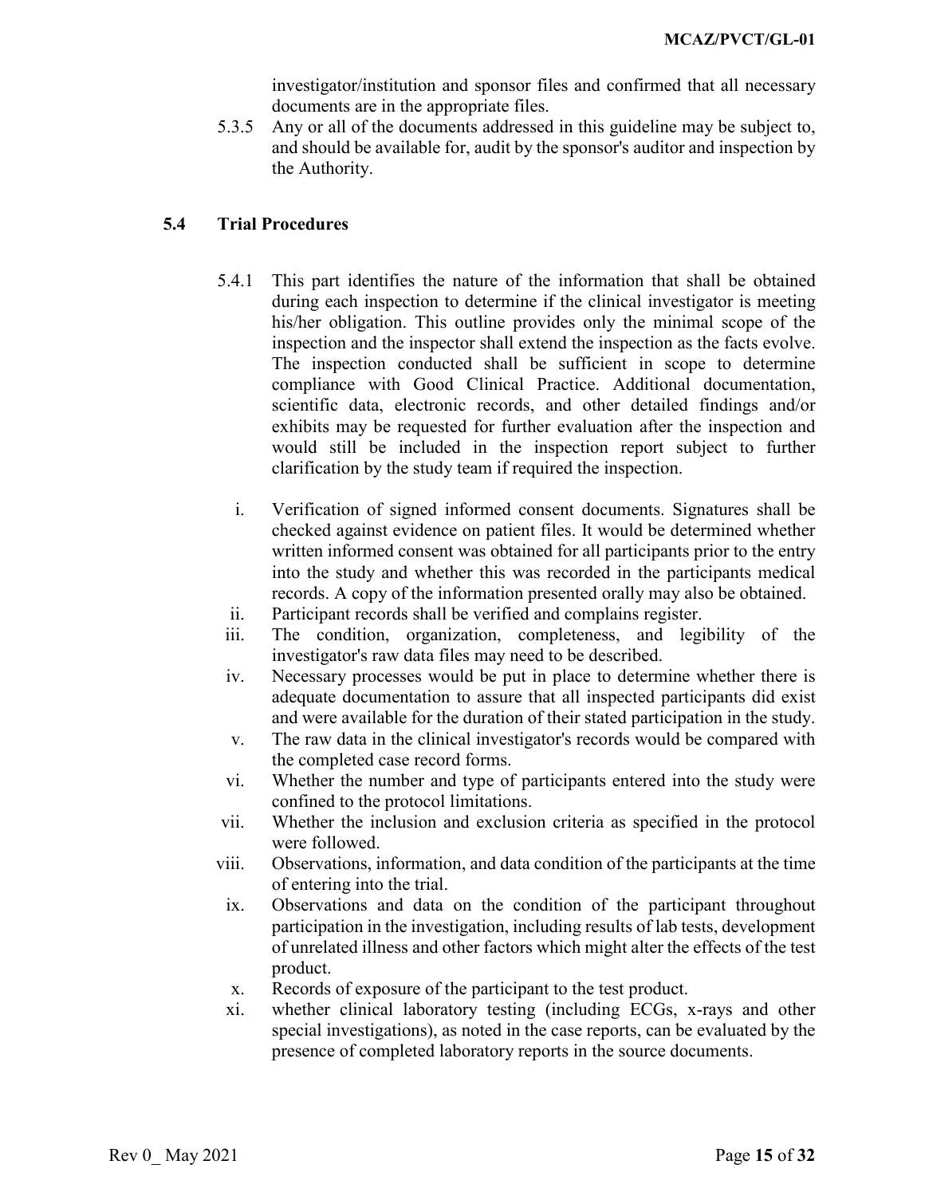investigator/institution and sponsor files and confirmed that all necessary documents are in the appropriate files.

5.3.5 Any or all of the documents addressed in this guideline may be subject to, and should be available for, audit by the sponsor's auditor and inspection by the Authority.

## 5.4 Trial Procedures

5.4.1 This part identifies the nature of the information that shall be obtained during each inspection to determine if the clinical investigator is meeting his/her obligation. This outline provides only the minimal scope of the inspection and the inspector shall extend the inspection as the facts evolve. The inspection conducted shall be sufficient in scope to determine compliance with Good Clinical Practice. Additional documentation, scientific data, electronic records, and other detailed findings and/or exhibits may be requested for further evaluation after the inspection and would still be included in the inspection report subject to further clarification by the study team if required the inspection.

i. Verification of signed informed consent documents. Signatures shall be checked against evidence on patient files. It would be determined whether written informed consent was obtained for all participants prior to the entry into the study and whether this was recorded in the participants medical records. A copy of the information presented orally may also be obtained.

ii. Participant records shall be verified and complains register.

iii. The condition, organization, completeness, and legibility of the investigator's raw data files may need to be described.

iv. Necessary processes would be put in place to determine whether there is adequate documentation to assure that all inspected participants did exist and were available for the duration of their stated participation in the study.

v. The raw data in the clinical investigator's records would be compared with the completed case record forms.

vi. Whether the number and type of participants entered into the study were confined to the protocol limitations.

vii. Whether the inclusion and exclusion criteria as specified in the protocol were followed.

viii. Observations, information, and data condition of the participants at the time of entering into the trial.

ix. Observations and data on the condition of the participant throughout participation in the investigation, including results of lab tests, development of unrelated illness and other factors which might alter the effects of the test product.

x. Records of exposure of the participant to the test product.

xi. whether clinical laboratory testing (including ECGs, x-rays and other special investigations), as noted in the case reports, can be evaluated by the presence of completed laboratory reports in the source documents.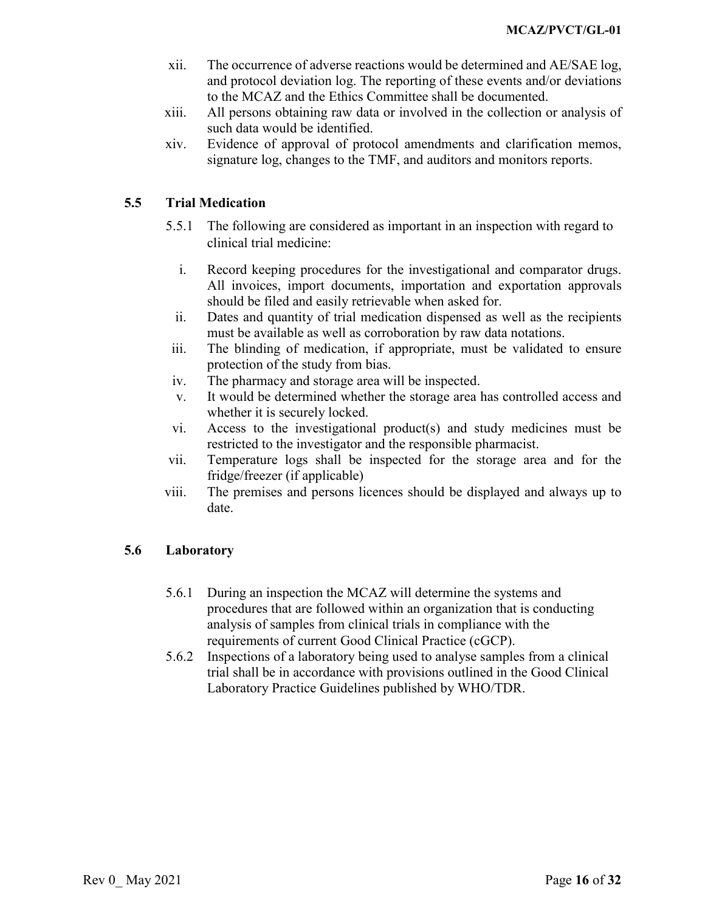xii. The occurrence of adverse reactions would be determined and AE/SAE log, and protocol deviation log. The reporting of these events and/or deviations to the MCAZ and the Ethics Committee shall be documented.

xiii. All persons obtaining raw data or involved in the collection or analysis of such data would be identified.

xiv. Evidence of approval of protocol amendments and clarification memos, signature log, changes to the TMF, and auditors and monitors reports.

### 5.5 Trial Medication

5.5.1 The following are considered as important in an inspection with regard to clinical trial medicine:

i. Record keeping procedures for the investigational and comparator drugs. All invoices, import documents, importation and exportation approvals should be filed and easily retrievable when asked for.

ii. Dates and quantity of trial medication dispensed as well as the recipients must be available as well as corroboration by raw data notations.

iii. The blinding of medication, if appropriate, must be validated to ensure protection of the study from bias.

iv. The pharmacy and storage area will be inspected.

v. It would be determined whether the storage area has controlled access and whether it is securely locked.

vi. Access to the investigational product(s) and study medicines must be restricted to the investigator and the responsible pharmacist.

vii. Temperature logs shall be inspected for the storage area and for the fridge/freezer (if applicable)

viii. The premises and persons licences should be displayed and always up to date.

### 5.6 Laboratory

5.6.1 During an inspection the MCAZ will determine the systems and procedures that are followed within an organization that is conducting analysis of samples from clinical trials in compliance with the requirements of current Good Clinical Practice (cGCP).

5.6.2 Inspections of a laboratory being used to analyse samples from a clinical trial shall be in accordance with provisions outlined in the Good Clinical Laboratory Practice Guidelines published by WHO/TDR.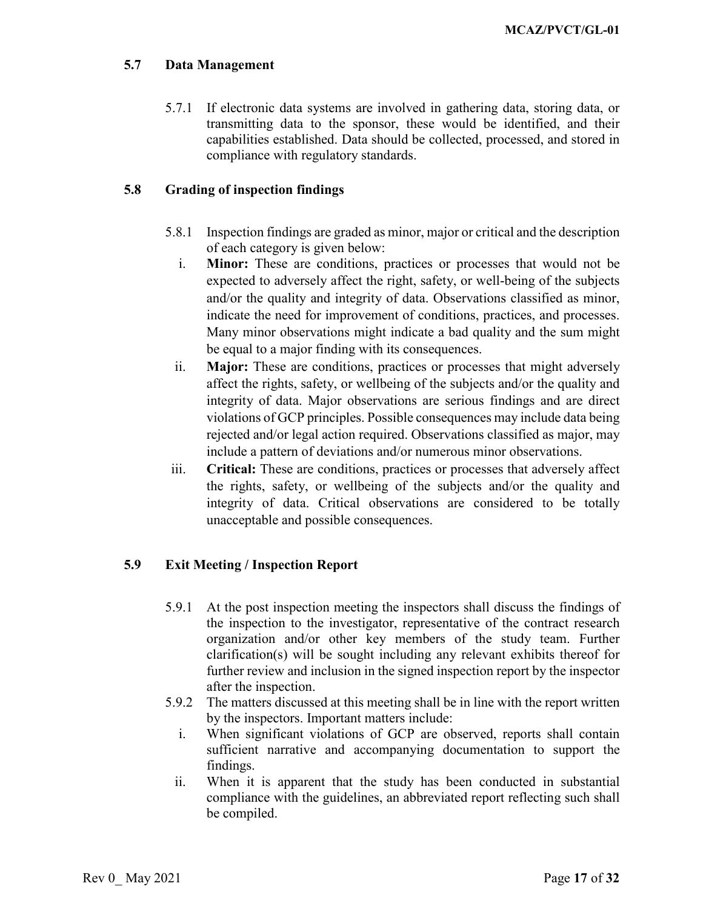## 5.7 Data Management

5.7.1 If electronic data systems are involved in gathering data, storing data, or transmitting data to the sponsor, these would be identified, and their capabilities established. Data should be collected, processed, and stored in compliance with regulatory standards.

## 5.8 Grading of inspection findings

5.8.1 Inspection findings are graded as minor, major or critical and the description of each category is given below:

i. **Minor:** These are conditions, practices or processes that would not be expected to adversely affect the right, safety, or well-being of the subjects and/or the quality and integrity of data. Observations classified as minor, indicate the need for improvement of conditions, practices, and processes. Many minor observations might indicate a bad quality and the sum might be equal to a major finding with its consequences.

ii. **Major:** These are conditions, practices or processes that might adversely affect the rights, safety, or wellbeing of the subjects and/or the quality and integrity of data. Major observations are serious findings and are direct violations of GCP principles. Possible consequences may include data being rejected and/or legal action required. Observations classified as major, may include a pattern of deviations and/or numerous minor observations.

iii. **Critical:** These are conditions, practices or processes that adversely affect the rights, safety, or wellbeing of the subjects and/or the quality and integrity of data. Critical observations are considered to be totally unacceptable and possible consequences.

## 5.9 Exit Meeting / Inspection Report

5.9.1 At the post inspection meeting the inspectors shall discuss the findings of the inspection to the investigator, representative of the contract research organization and/or other key members of the study team. Further clarification(s) will be sought including any relevant exhibits thereof for further review and inclusion in the signed inspection report by the inspector after the inspection.

5.9.2 The matters discussed at this meeting shall be in line with the report written by the inspectors. Important matters include:

i. When significant violations of GCP are observed, reports shall contain sufficient narrative and accompanying documentation to support the findings.

ii. When it is apparent that the study has been conducted in substantial compliance with the guidelines, an abbreviated report reflecting such shall be compiled.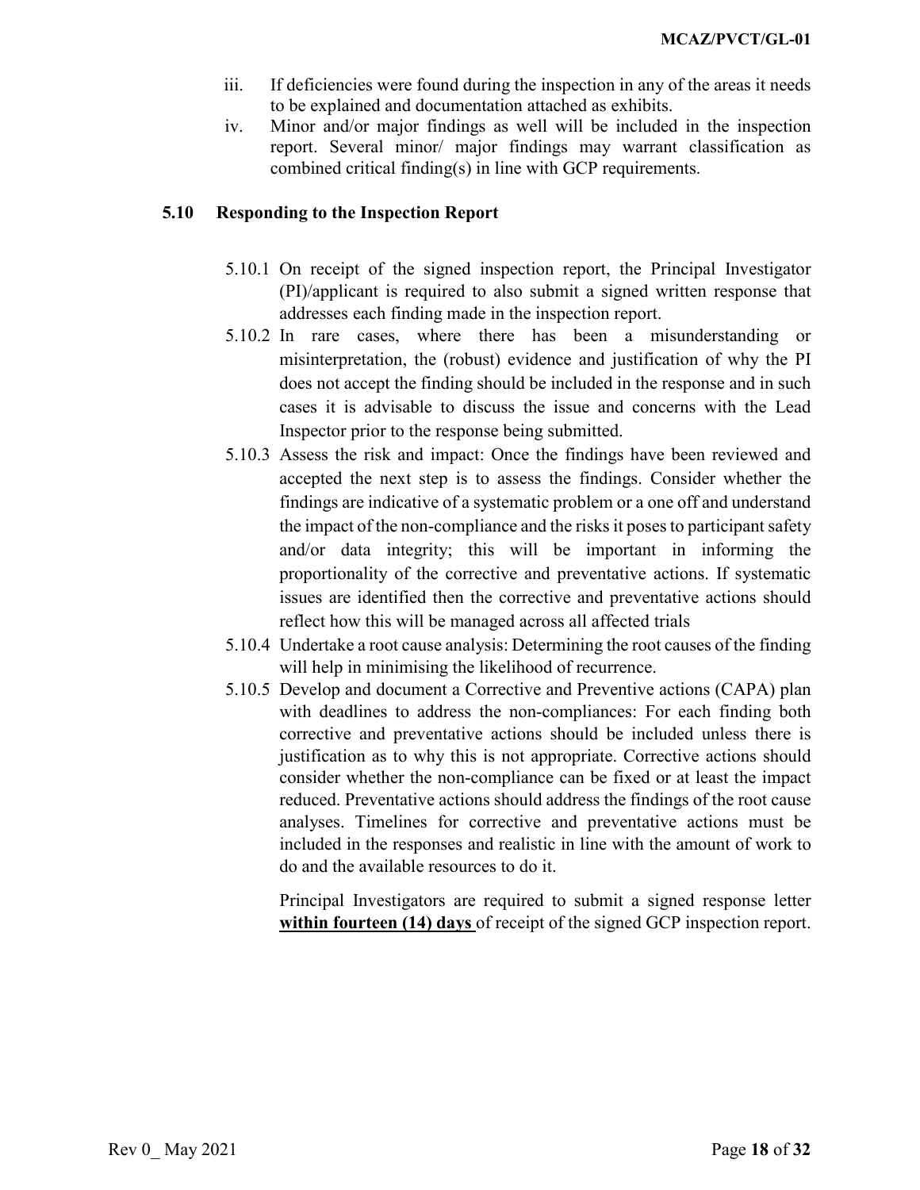iii. If deficiencies were found during the inspection in any of the areas it needs to be explained and documentation attached as exhibits.

iv. Minor and/or major findings as well will be included in the inspection report. Several minor/ major findings may warrant classification as combined critical finding(s) in line with GCP requirements.

### 5.10 Responding to the Inspection Report

5.10.1 On receipt of the signed inspection report, the Principal Investigator (PI)/applicant is required to also submit a signed written response that addresses each finding made in the inspection report.

5.10.2 In rare cases, where there has been a misunderstanding or misinterpretation, the (robust) evidence and justification of why the PI does not accept the finding should be included in the response and in such cases it is advisable to discuss the issue and concerns with the Lead Inspector prior to the response being submitted.

5.10.3 Assess the risk and impact: Once the findings have been reviewed and accepted the next step is to assess the findings. Consider whether the findings are indicative of a systematic problem or a one off and understand the impact of the non-compliance and the risks it poses to participant safety and/or data integrity; this will be important in informing the proportionality of the corrective and preventative actions. If systematic issues are identified then the corrective and preventative actions should reflect how this will be managed across all affected trials

5.10.4 Undertake a root cause analysis: Determining the root causes of the finding will help in minimising the likelihood of recurrence.

5.10.5 Develop and document a Corrective and Preventive actions (CAPA) plan with deadlines to address the non-compliances: For each finding both corrective and preventative actions should be included unless there is justification as to why this is not appropriate. Corrective actions should consider whether the non-compliance can be fixed or at least the impact reduced. Preventative actions should address the findings of the root cause analyses. Timelines for corrective and preventative actions must be included in the responses and realistic in line with the amount of work to do and the available resources to do it.

Principal Investigators are required to submit a signed response letter **within fourteen (14) days** of receipt of the signed GCP inspection report.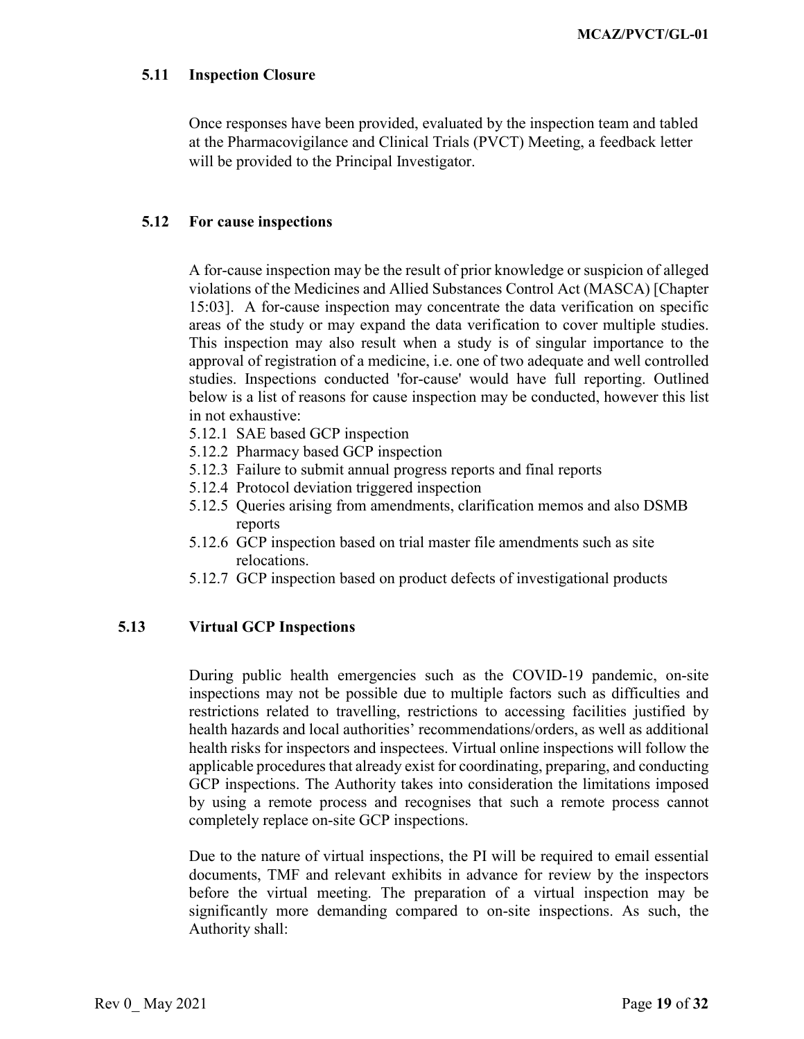### 5.11 Inspection Closure

Once responses have been provided, evaluated by the inspection team and tabled at the Pharmacovigilance and Clinical Trials (PVCT) Meeting, a feedback letter will be provided to the Principal Investigator.

### 5.12 For cause inspections

A for-cause inspection may be the result of prior knowledge or suspicion of alleged violations of the Medicines and Allied Substances Control Act (MASCA) [Chapter 15:03]. A for-cause inspection may concentrate the data verification on specific areas of the study or may expand the data verification to cover multiple studies. This inspection may also result when a study is of singular importance to the approval of registration of a medicine, i.e. one of two adequate and well controlled studies. Inspections conducted 'for-cause' would have full reporting. Outlined below is a list of reasons for cause inspection may be conducted, however this list in not exhaustive:

5.12.1 SAE based GCP inspection
5.12.2 Pharmacy based GCP inspection
5.12.3 Failure to submit annual progress reports and final reports
5.12.4 Protocol deviation triggered inspection
5.12.5 Queries arising from amendments, clarification memos and also DSMB reports
5.12.6 GCP inspection based on trial master file amendments such as site relocations.
5.12.7 GCP inspection based on product defects of investigational products

### 5.13 Virtual GCP Inspections

During public health emergencies such as the COVID-19 pandemic, on-site inspections may not be possible due to multiple factors such as difficulties and restrictions related to travelling, restrictions to accessing facilities justified by health hazards and local authorities' recommendations/orders, as well as additional health risks for inspectors and inspectees. Virtual online inspections will follow the applicable procedures that already exist for coordinating, preparing, and conducting GCP inspections. The Authority takes into consideration the limitations imposed by using a remote process and recognises that such a remote process cannot completely replace on-site GCP inspections.

Due to the nature of virtual inspections, the PI will be required to email essential documents, TMF and relevant exhibits in advance for review by the inspectors before the virtual meeting. The preparation of a virtual inspection may be significantly more demanding compared to on-site inspections. As such, the Authority shall: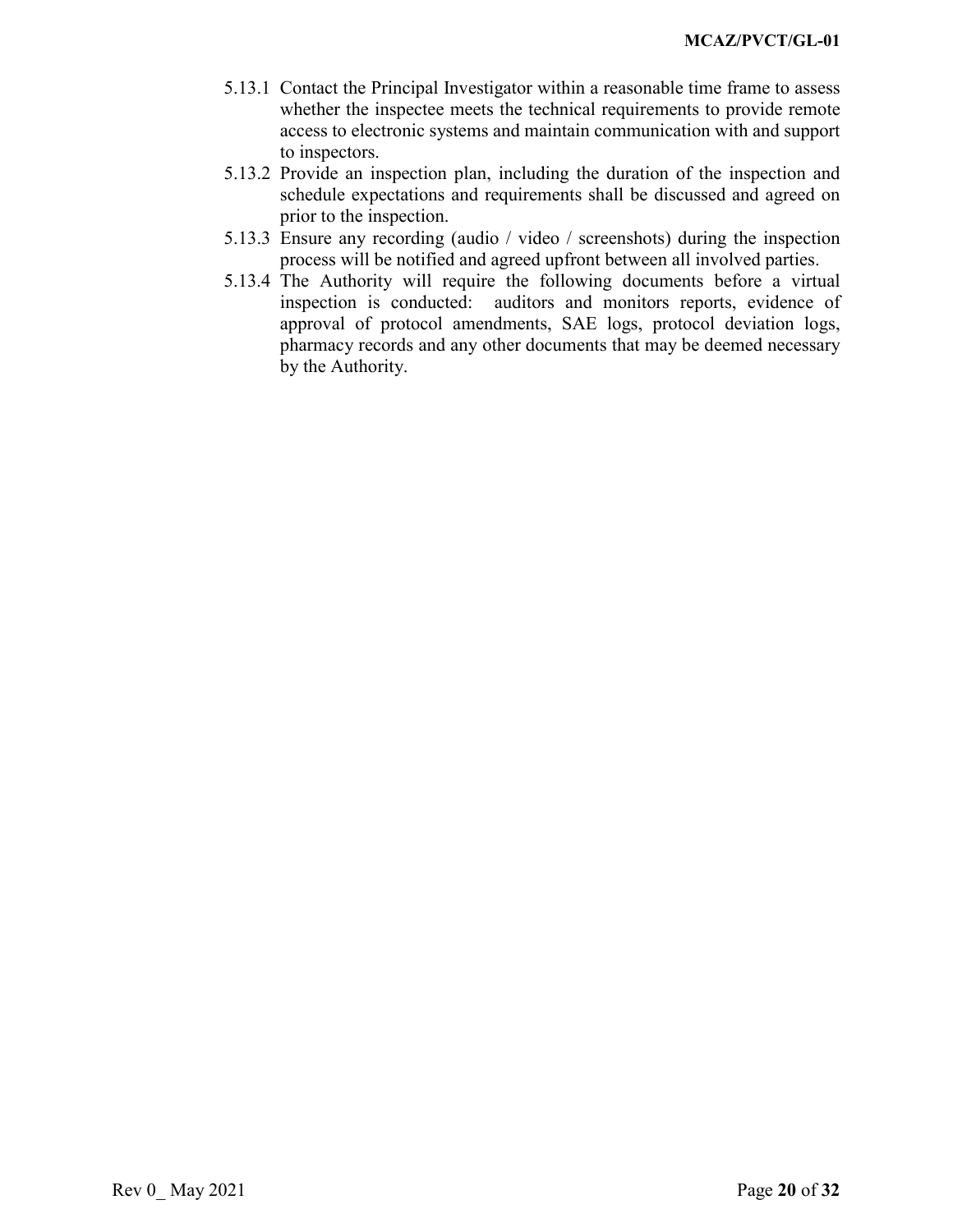5.13.1 Contact the Principal Investigator within a reasonable time frame to assess whether the inspectee meets the technical requirements to provide remote access to electronic systems and maintain communication with and support to inspectors.

5.13.2 Provide an inspection plan, including the duration of the inspection and schedule expectations and requirements shall be discussed and agreed on prior to the inspection.

5.13.3 Ensure any recording (audio / video / screenshots) during the inspection process will be notified and agreed upfront between all involved parties.

5.13.4 The Authority will require the following documents before a virtual inspection is conducted: auditors and monitors reports, evidence of approval of protocol amendments, SAE logs, protocol deviation logs, pharmacy records and any other documents that may be deemed necessary by the Authority.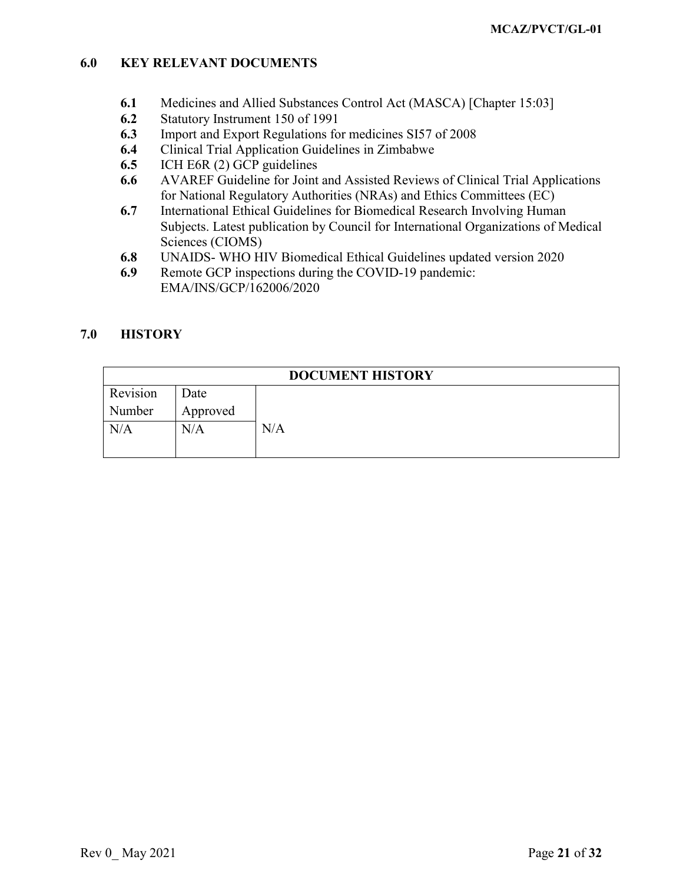## 6.0 KEY RELEVANT DOCUMENTS

- **6.1** Medicines and Allied Substances Control Act (MASCA) [Chapter 15:03]
- **6.2** Statutory Instrument 150 of 1991
- **6.3** Import and Export Regulations for medicines SI57 of 2008
- **6.4** Clinical Trial Application Guidelines in Zimbabwe
- **6.5** ICH E6R (2) GCP guidelines
- **6.6** AVAREF Guideline for Joint and Assisted Reviews of Clinical Trial Applications for National Regulatory Authorities (NRAs) and Ethics Committees (EC)
- **6.7** International Ethical Guidelines for Biomedical Research Involving Human Subjects. Latest publication by Council for International Organizations of Medical Sciences (CIOMS)
- **6.8** UNAIDS- WHO HIV Biomedical Ethical Guidelines updated version 2020
- **6.9** Remote GCP inspections during the COVID-19 pandemic: EMA/INS/GCP/162006/2020

## 7.0 HISTORY

| DOCUMENT HISTORY | | |
|---|---|---|
| Revision Number | Date Approved | |
| N/A | N/A | N/A |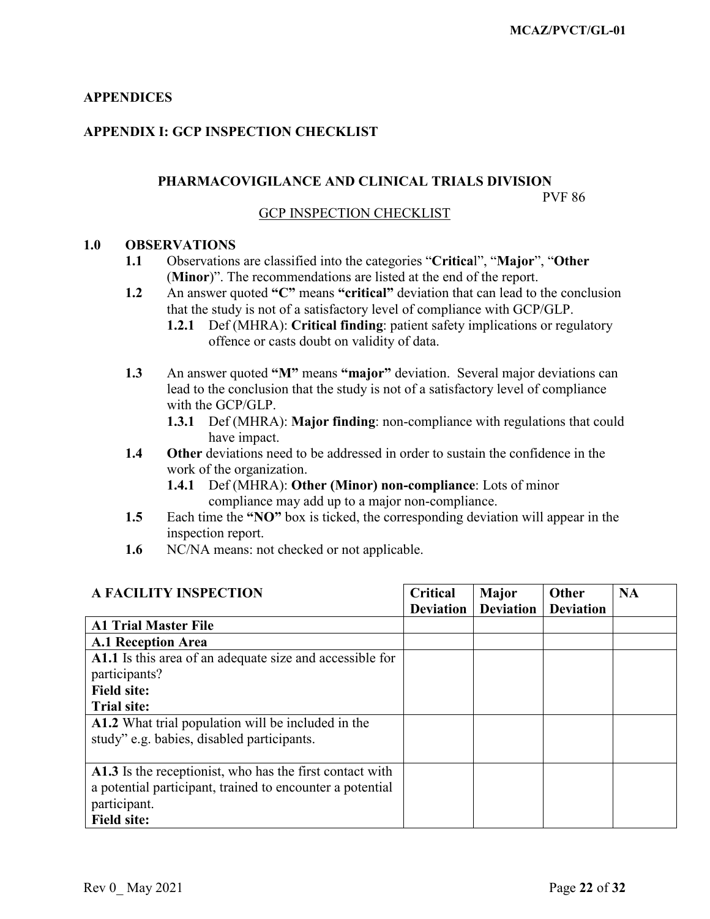## APPENDICES

## APPENDIX I: GCP INSPECTION CHECKLIST

### PHARMACOVIGILANCE AND CLINICAL TRIALS DIVISION

PVF 86

GCP INSPECTION CHECKLIST

### 1.0 OBSERVATIONS

- **1.1** Observations are classified into the categories "**Critica**l", "**Major**", "**Other** (**Minor**)". The recommendations are listed at the end of the report.
- **1.2** An answer quoted **"C"** means **"critical"** deviation that can lead to the conclusion that the study is not of a satisfactory level of compliance with GCP/GLP.
  - **1.2.1** Def (MHRA): **Critical finding**: patient safety implications or regulatory offence or casts doubt on validity of data.
- **1.3** An answer quoted **"M"** means **"major"** deviation. Several major deviations can lead to the conclusion that the study is not of a satisfactory level of compliance with the GCP/GLP.
  - **1.3.1** Def (MHRA): **Major finding**: non-compliance with regulations that could have impact.
- **1.4** **Other** deviations need to be addressed in order to sustain the confidence in the work of the organization.
  - **1.4.1** Def (MHRA): **Other (Minor) non-compliance**: Lots of minor compliance may add up to a major non-compliance.
- **1.5** Each time the **"NO"** box is ticked, the corresponding deviation will appear in the inspection report.
- **1.6** NC/NA means: not checked or not applicable.

| A FACILITY INSPECTION | Critical Deviation | Major Deviation | Other Deviation | NA |
|---|---|---|---|---|
| **A1 Trial Master File** | | | | |
| **A.1 Reception Area** | | | | |
| **A1.1** Is this area of an adequate size and accessible for participants?<br>**Field site:**<br>**Trial site:** | | | | |
| **A1.2** What trial population will be included in the study" e.g. babies, disabled participants. | | | | |
| **A1.3** Is the receptionist, who has the first contact with a potential participant, trained to encounter a potential participant.<br>**Field site:** | | | | |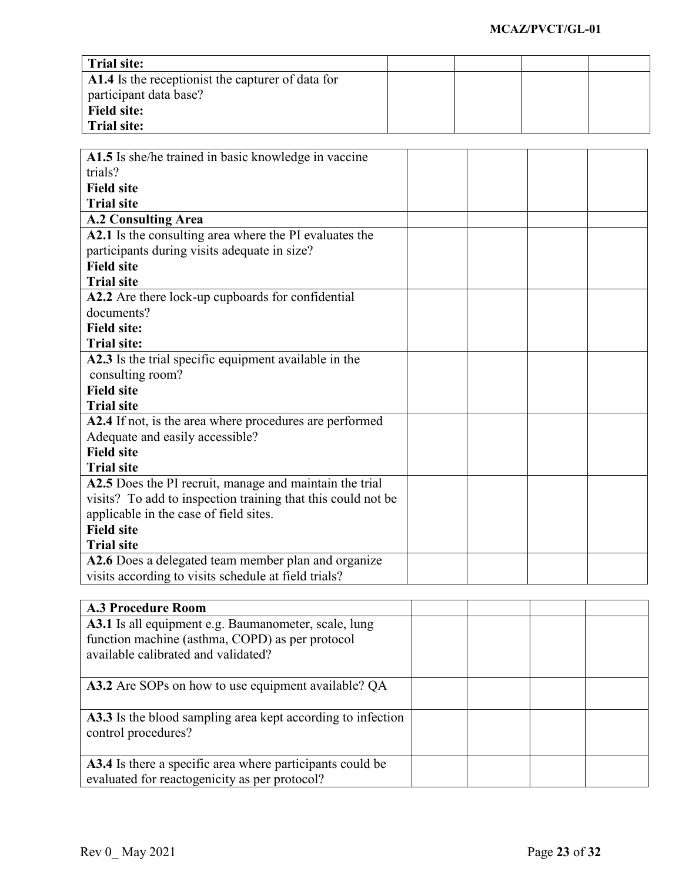| Trial site: | | | | |
|---|---|---|---|---|
| **A1.4** Is the receptionist the capturer of data for participant data base?<br>**Field site:**<br>**Trial site:** | | | | |

| **A1.5** Is she/he trained in basic knowledge in vaccine trials?<br>**Field site**<br>**Trial site** | | | | |
|---|---|---|---|---|
| **A.2 Consulting Area** | | | | |
| **A2.1** Is the consulting area where the PI evaluates the participants during visits adequate in size?<br>**Field site**<br>**Trial site** | | | | |
| **A2.2** Are there lock-up cupboards for confidential documents?<br>**Field site:**<br>**Trial site:** | | | | |
| **A2.3** Is the trial specific equipment available in the consulting room?<br>**Field site**<br>**Trial site** | | | | |
| **A2.4** If not, is the area where procedures are performed Adequate and easily accessible?<br>**Field site**<br>**Trial site** | | | | |
| **A2.5** Does the PI recruit, manage and maintain the trial visits? To add to inspection training that this could not be applicable in the case of field sites.<br>**Field site**<br>**Trial site** | | | | |
| **A2.6** Does a delegated team member plan and organize visits according to visits schedule at field trials? | | | | |

| **A.3 Procedure Room** | | | | |
|---|---|---|---|---|
| **A3.1** Is all equipment e.g. Baumanometer, scale, lung function machine (asthma, COPD) as per protocol available calibrated and validated? | | | | |
| **A3.2** Are SOPs on how to use equipment available? QA | | | | |
| **A3.3** Is the blood sampling area kept according to infection control procedures? | | | | |
| **A3.4** Is there a specific area where participants could be evaluated for reactogenicity as per protocol? | | | | |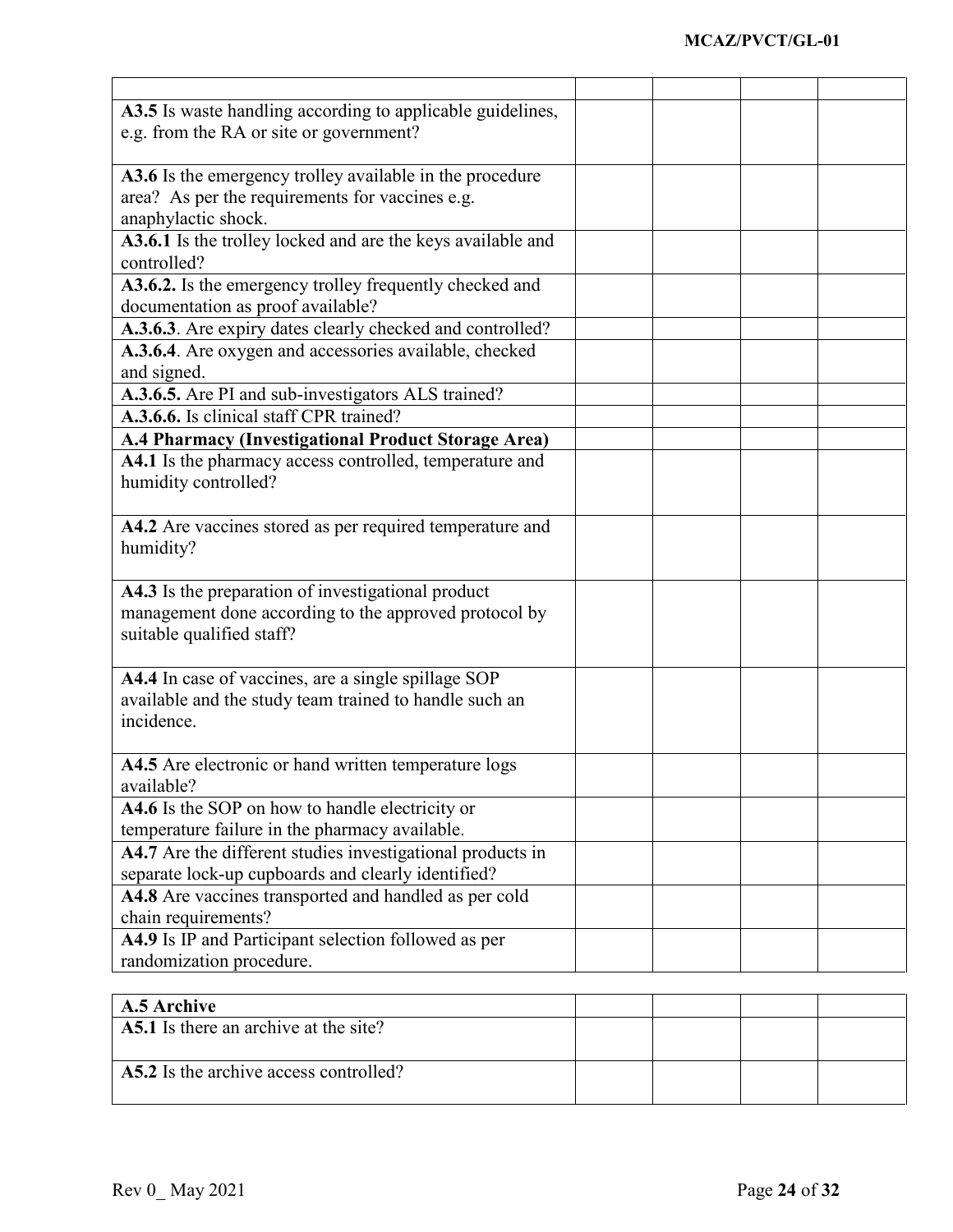|  |  |  |  |  |
|---|---|---|---|---|
| **A3.5** Is waste handling according to applicable guidelines, e.g. from the RA or site or government? |  |  |  |  |
| **A3.6** Is the emergency trolley available in the procedure area? As per the requirements for vaccines e.g. anaphylactic shock. |  |  |  |  |
| **A3.6.1** Is the trolley locked and are the keys available and controlled? |  |  |  |  |
| **A3.6.2.** Is the emergency trolley frequently checked and documentation as proof available? |  |  |  |  |
| **A.3.6.3**. Are expiry dates clearly checked and controlled? |  |  |  |  |
| **A.3.6.4**. Are oxygen and accessories available, checked and signed. |  |  |  |  |
| **A.3.6.5.** Are PI and sub-investigators ALS trained? |  |  |  |  |
| **A.3.6.6.** Is clinical staff CPR trained? |  |  |  |  |
| **A.4 Pharmacy (Investigational Product Storage Area)** |  |  |  |  |
| **A4.1** Is the pharmacy access controlled, temperature and humidity controlled? |  |  |  |  |
| **A4.2** Are vaccines stored as per required temperature and humidity? |  |  |  |  |
| **A4.3** Is the preparation of investigational product management done according to the approved protocol by suitable qualified staff? |  |  |  |  |
| **A4.4** In case of vaccines, are a single spillage SOP available and the study team trained to handle such an incidence. |  |  |  |  |
| **A4.5** Are electronic or hand written temperature logs available? |  |  |  |  |
| **A4.6** Is the SOP on how to handle electricity or temperature failure in the pharmacy available. |  |  |  |  |
| **A4.7** Are the different studies investigational products in separate lock-up cupboards and clearly identified? |  |  |  |  |
| **A4.8** Are vaccines transported and handled as per cold chain requirements? |  |  |  |  |
| **A4.9** Is IP and Participant selection followed as per randomization procedure. |  |  |  |  |

| **A.5 Archive** |  |  |  |  |
|---|---|---|---|---|
| **A5.1** Is there an archive at the site? |  |  |  |  |
| **A5.2** Is the archive access controlled? |  |  |  |  |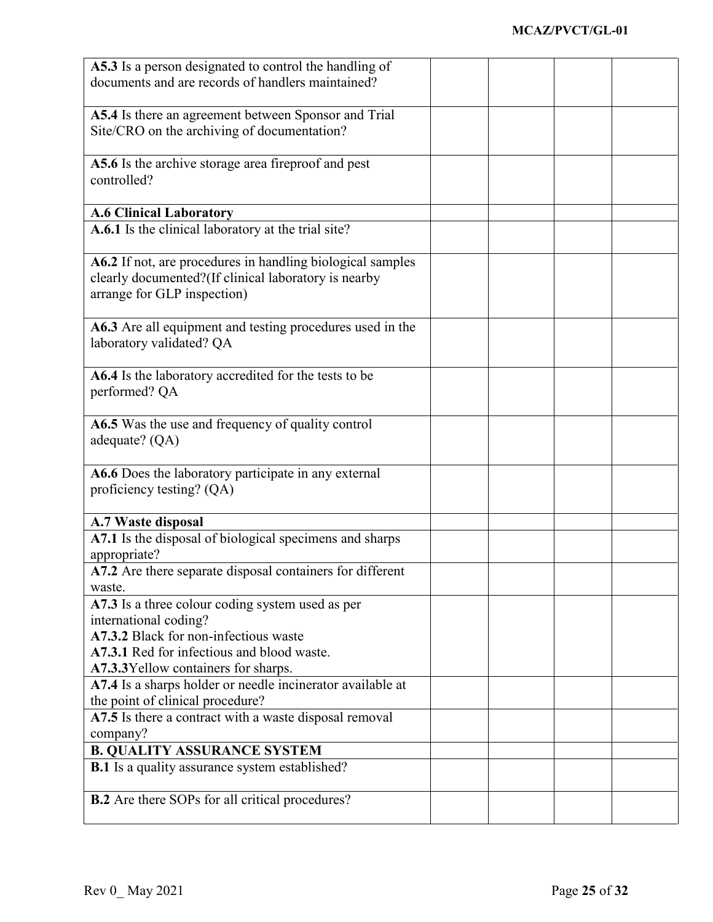| | | | | |
|---|---|---|---|---|
| **A5.3** Is a person designated to control the handling of documents and are records of handlers maintained? | | | | |
| **A5.4** Is there an agreement between Sponsor and Trial Site/CRO on the archiving of documentation? | | | | |
| **A5.6** Is the archive storage area fireproof and pest controlled? | | | | |
| **A.6 Clinical Laboratory** | | | | |
| **A.6.1** Is the clinical laboratory at the trial site? | | | | |
| **A6.2** If not, are procedures in handling biological samples clearly documented?(If clinical laboratory is nearby arrange for GLP inspection) | | | | |
| **A6.3** Are all equipment and testing procedures used in the laboratory validated? QA | | | | |
| **A6.4** Is the laboratory accredited for the tests to be performed? QA | | | | |
| **A6.5** Was the use and frequency of quality control adequate? (QA) | | | | |
| **A6.6** Does the laboratory participate in any external proficiency testing? (QA) | | | | |
| **A.7 Waste disposal** | | | | |
| **A7.1** Is the disposal of biological specimens and sharps appropriate? | | | | |
| **A7.2** Are there separate disposal containers for different waste. | | | | |
| **A7.3** Is a three colour coding system used as per international coding? **A7.3.2** Black for non-infectious waste **A7.3.1** Red for infectious and blood waste. **A7.3.3**Yellow containers for sharps. | | | | |
| **A7.4** Is a sharps holder or needle incinerator available at the point of clinical procedure? | | | | |
| **A7.5** Is there a contract with a waste disposal removal company? | | | | |
| **B. QUALITY ASSURANCE SYSTEM** | | | | |
| **B.1** Is a quality assurance system established? | | | | |
| **B.2** Are there SOPs for all critical procedures? | | | | |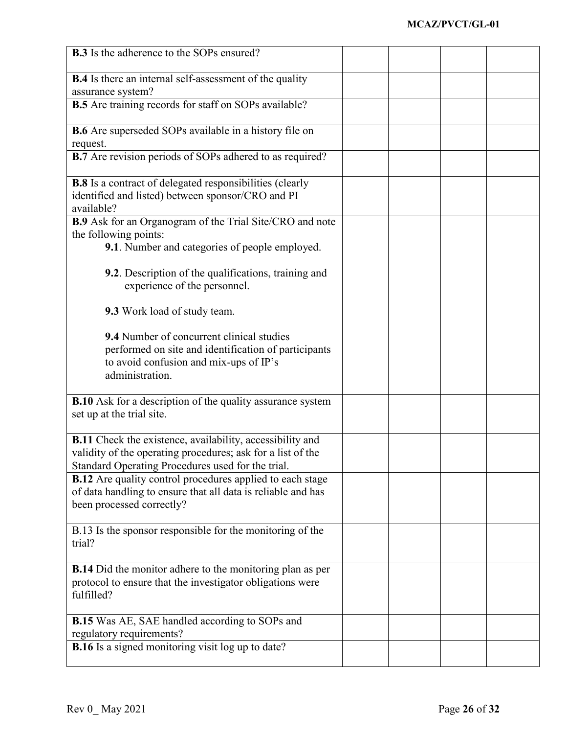| | | | | |
|---|---|---|---|---|
| **B.3** Is the adherence to the SOPs ensured? | | | | |
| **B.4** Is there an internal self-assessment of the quality assurance system? | | | | |
| **B.5** Are training records for staff on SOPs available? | | | | |
| **B.6** Are superseded SOPs available in a history file on request. | | | | |
| **B.7** Are revision periods of SOPs adhered to as required? | | | | |
| **B.8** Is a contract of delegated responsibilities (clearly identified and listed) between sponsor/CRO and PI available? | | | | |
| **B.9** Ask for an Organogram of the Trial Site/CRO and note the following points:<br>**9.1**. Number and categories of people employed.<br>**9.2**. Description of the qualifications, training and experience of the personnel.<br>**9.3** Work load of study team.<br>**9.4** Number of concurrent clinical studies performed on site and identification of participants to avoid confusion and mix-ups of IP's administration. | | | | |
| **B.10** Ask for a description of the quality assurance system set up at the trial site. | | | | |
| **B.11** Check the existence, availability, accessibility and validity of the operating procedures; ask for a list of the Standard Operating Procedures used for the trial. | | | | |
| **B.12** Are quality control procedures applied to each stage of data handling to ensure that all data is reliable and has been processed correctly? | | | | |
| B.13 Is the sponsor responsible for the monitoring of the trial? | | | | |
| **B.14** Did the monitor adhere to the monitoring plan as per protocol to ensure that the investigator obligations were fulfilled? | | | | |
| **B.15** Was AE, SAE handled according to SOPs and regulatory requirements? | | | | |
| **B.16** Is a signed monitoring visit log up to date? | | | | |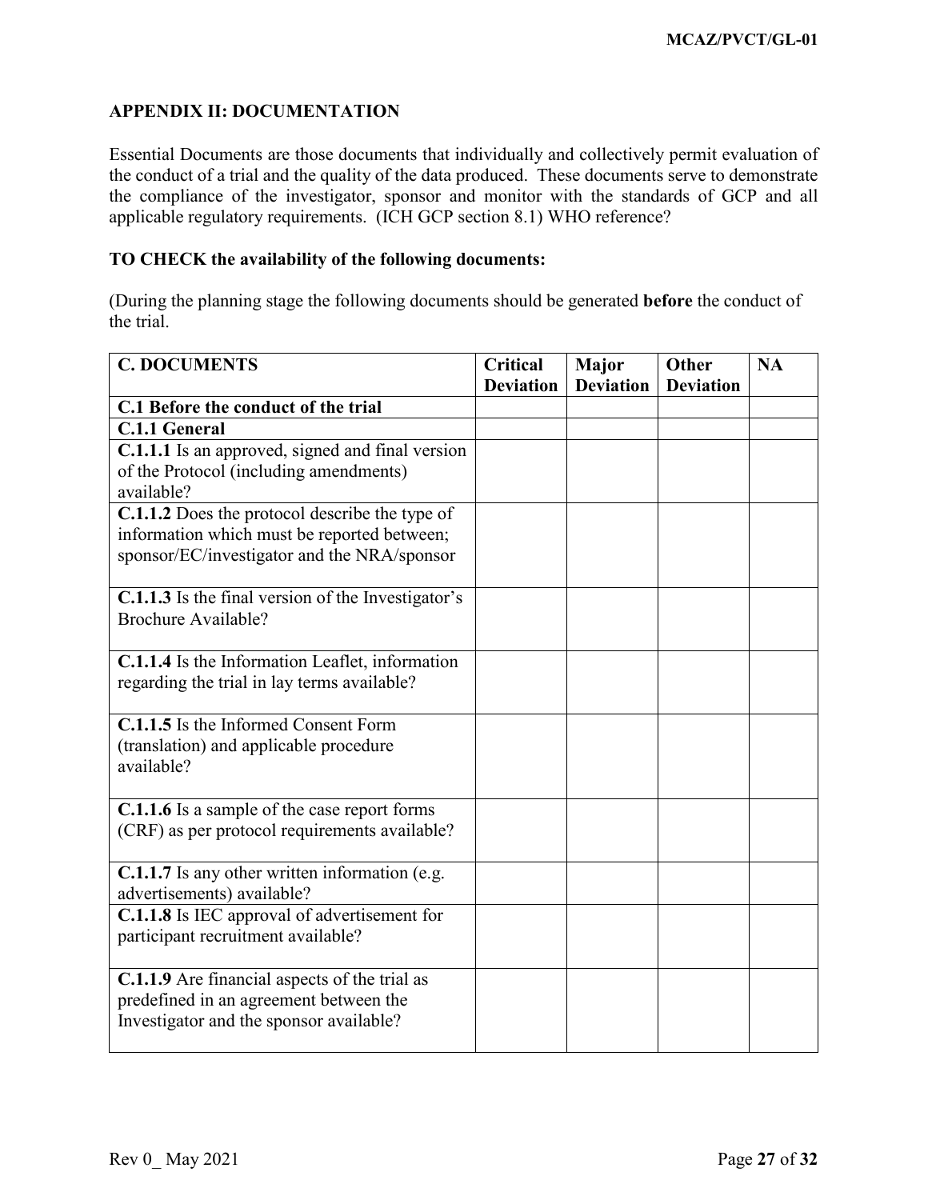## APPENDIX II: DOCUMENTATION

Essential Documents are those documents that individually and collectively permit evaluation of the conduct of a trial and the quality of the data produced. These documents serve to demonstrate the compliance of the investigator, sponsor and monitor with the standards of GCP and all applicable regulatory requirements. (ICH GCP section 8.1) WHO reference?

**TO CHECK the availability of the following documents:**

(During the planning stage the following documents should be generated **before** the conduct of the trial.

| C. DOCUMENTS | Critical Deviation | Major Deviation | Other Deviation | NA |
|---|---|---|---|---|
| **C.1 Before the conduct of the trial** | | | | |
| **C.1.1 General** | | | | |
| **C.1.1.1** Is an approved, signed and final version of the Protocol (including amendments) available? | | | | |
| **C.1.1.2** Does the protocol describe the type of information which must be reported between; sponsor/EC/investigator and the NRA/sponsor | | | | |
| **C.1.1.3** Is the final version of the Investigator's Brochure Available? | | | | |
| **C.1.1.4** Is the Information Leaflet, information regarding the trial in lay terms available? | | | | |
| **C.1.1.5** Is the Informed Consent Form (translation) and applicable procedure available? | | | | |
| **C.1.1.6** Is a sample of the case report forms (CRF) as per protocol requirements available? | | | | |
| **C.1.1.7** Is any other written information (e.g. advertisements) available? | | | | |
| **C.1.1.8** Is IEC approval of advertisement for participant recruitment available? | | | | |
| **C.1.1.9** Are financial aspects of the trial as predefined in an agreement between the Investigator and the sponsor available? | | | | |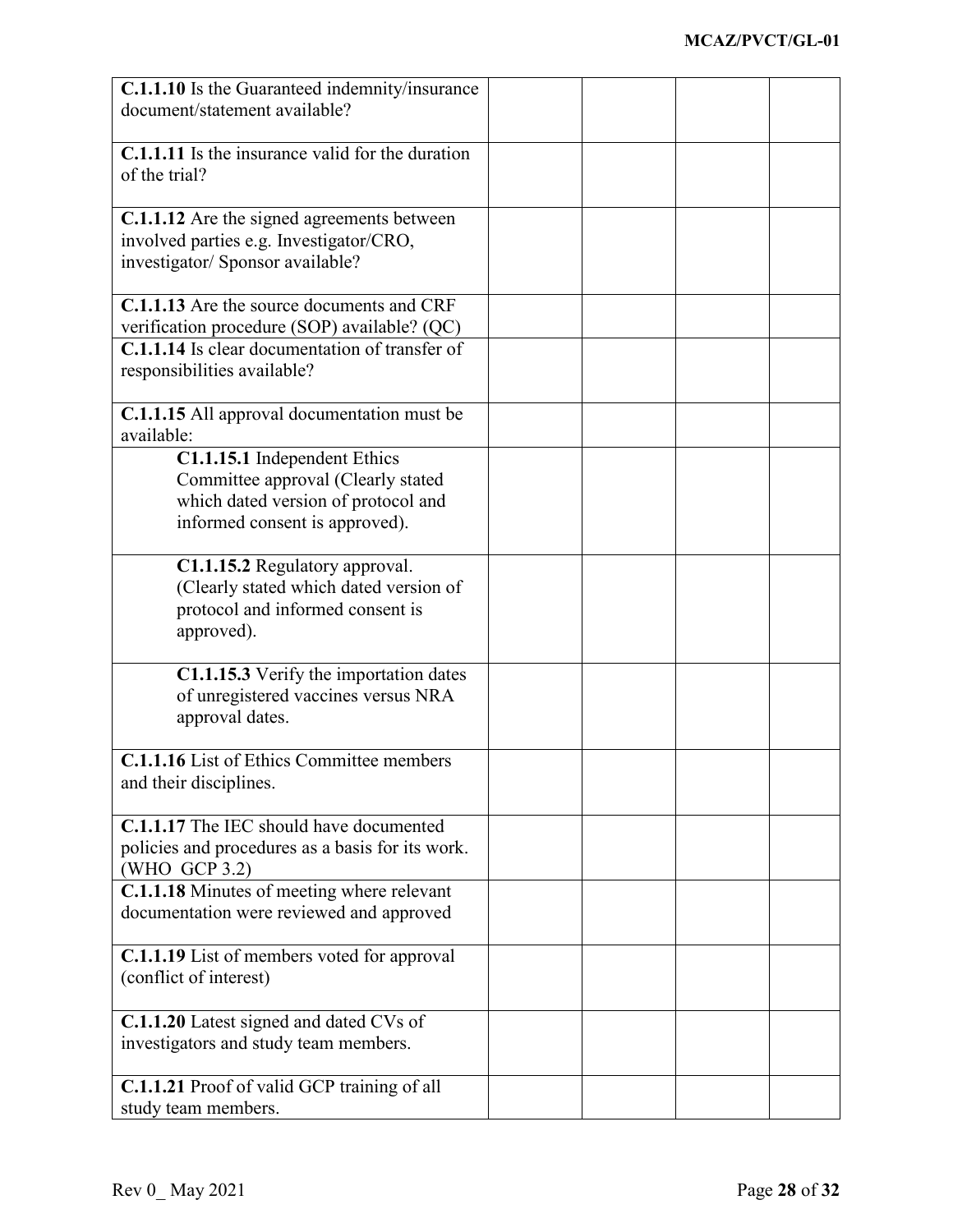| | | | | |
|---|---|---|---|---|
| **C.1.1.10** Is the Guaranteed indemnity/insurance document/statement available? | | | | |
| **C.1.1.11** Is the insurance valid for the duration of the trial? | | | | |
| **C.1.1.12** Are the signed agreements between involved parties e.g. Investigator/CRO, investigator/ Sponsor available? | | | | |
| **C.1.1.13** Are the source documents and CRF verification procedure (SOP) available? (QC) | | | | |
| **C.1.1.14** Is clear documentation of transfer of responsibilities available? | | | | |
| **C.1.1.15** All approval documentation must be available: | | | | |
| **C1.1.15.1** Independent Ethics Committee approval (Clearly stated which dated version of protocol and informed consent is approved). | | | | |
| **C1.1.15.2** Regulatory approval. (Clearly stated which dated version of protocol and informed consent is approved). | | | | |
| **C1.1.15.3** Verify the importation dates of unregistered vaccines versus NRA approval dates. | | | | |
| **C.1.1.16** List of Ethics Committee members and their disciplines. | | | | |
| **C.1.1.17** The IEC should have documented policies and procedures as a basis for its work. (WHO GCP 3.2) | | | | |
| **C.1.1.18** Minutes of meeting where relevant documentation were reviewed and approved | | | | |
| **C.1.1.19** List of members voted for approval (conflict of interest) | | | | |
| **C.1.1.20** Latest signed and dated CVs of investigators and study team members. | | | | |
| **C.1.1.21** Proof of valid GCP training of all study team members. | | | | |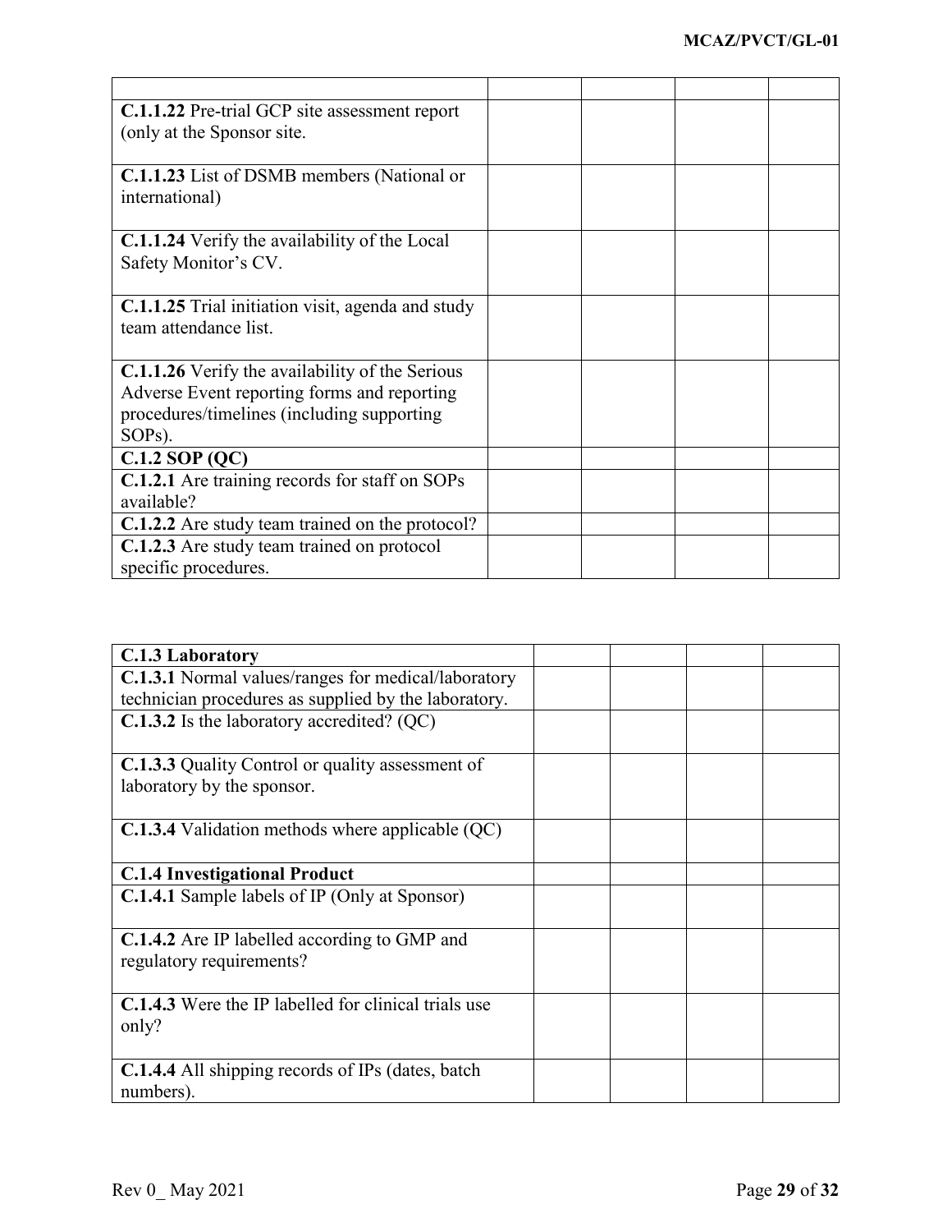| | | | | |
|---|---|---|---|---|
| **C.1.1.22** Pre-trial GCP site assessment report (only at the Sponsor site. | | | | |
| **C.1.1.23** List of DSMB members (National or international) | | | | |
| **C.1.1.24** Verify the availability of the Local Safety Monitor's CV. | | | | |
| **C.1.1.25** Trial initiation visit, agenda and study team attendance list. | | | | |
| **C.1.1.26** Verify the availability of the Serious Adverse Event reporting forms and reporting procedures/timelines (including supporting SOPs). | | | | |
| **C.1.2 SOP (QC)** | | | | |
| **C.1.2.1** Are training records for staff on SOPs available? | | | | |
| **C.1.2.2** Are study team trained on the protocol? | | | | |
| **C.1.2.3** Are study team trained on protocol specific procedures. | | | | |

| **C.1.3 Laboratory** | | | | |
|---|---|---|---|---|
| **C.1.3.1** Normal values/ranges for medical/laboratory technician procedures as supplied by the laboratory. | | | | |
| **C.1.3.2** Is the laboratory accredited? (QC) | | | | |
| **C.1.3.3** Quality Control or quality assessment of laboratory by the sponsor. | | | | |
| **C.1.3.4** Validation methods where applicable (QC) | | | | |
| **C.1.4 Investigational Product** | | | | |
| **C.1.4.1** Sample labels of IP (Only at Sponsor) | | | | |
| **C.1.4.2** Are IP labelled according to GMP and regulatory requirements? | | | | |
| **C.1.4.3** Were the IP labelled for clinical trials use only? | | | | |
| **C.1.4.4** All shipping records of IPs (dates, batch numbers). | | | | |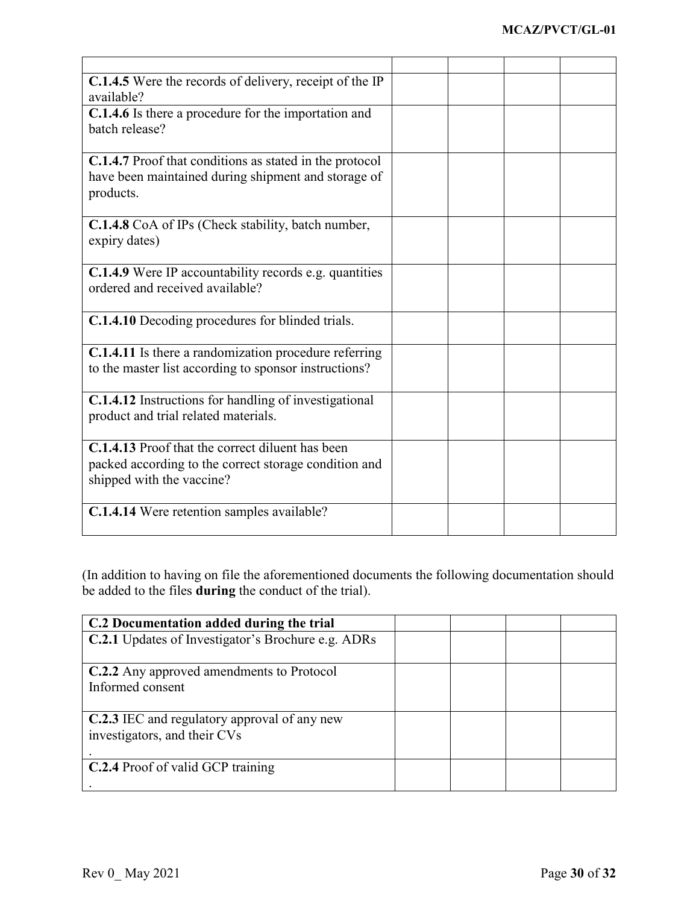| | | | | |
|---|---|---|---|---|
| **C.1.4.5** Were the records of delivery, receipt of the IP available? | | | | |
| **C.1.4.6** Is there a procedure for the importation and batch release? | | | | |
| **C.1.4.7** Proof that conditions as stated in the protocol have been maintained during shipment and storage of products. | | | | |
| **C.1.4.8** CoA of IPs (Check stability, batch number, expiry dates) | | | | |
| **C.1.4.9** Were IP accountability records e.g. quantities ordered and received available? | | | | |
| **C.1.4.10** Decoding procedures for blinded trials. | | | | |
| **C.1.4.11** Is there a randomization procedure referring to the master list according to sponsor instructions? | | | | |
| **C.1.4.12** Instructions for handling of investigational product and trial related materials. | | | | |
| **C.1.4.13** Proof that the correct diluent has been packed according to the correct storage condition and shipped with the vaccine? | | | | |
| **C.1.4.14** Were retention samples available? | | | | |

(In addition to having on file the aforementioned documents the following documentation should be added to the files **during** the conduct of the trial).

| **C.2 Documentation added during the trial** | | | | |
|---|---|---|---|---|
| **C.2.1** Updates of Investigator's Brochure e.g. ADRs | | | | |
| **C.2.2** Any approved amendments to Protocol Informed consent | | | | |
| **C.2.3** IEC and regulatory approval of any new investigators, and their CVs . | | | | |
| **C.2.4** Proof of valid GCP training . | | | | |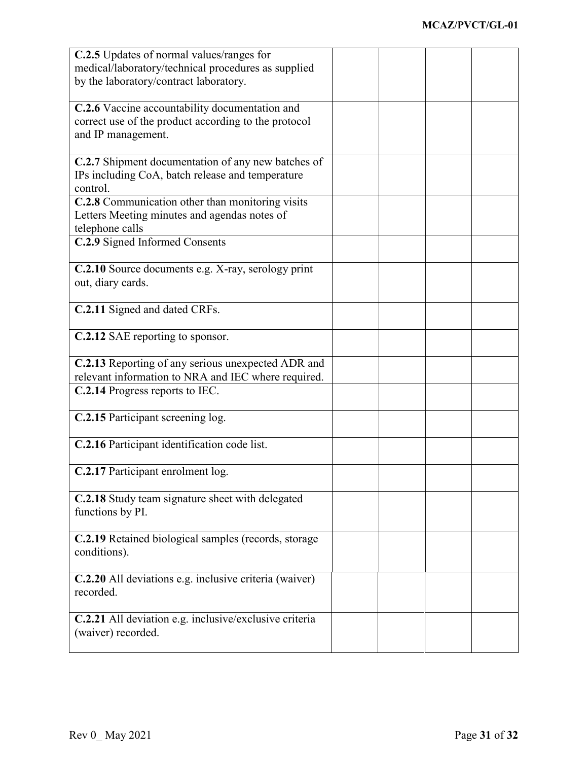| | | | | |
|---|---|---|---|---|
| **C.2.5** Updates of normal values/ranges for medical/laboratory/technical procedures as supplied by the laboratory/contract laboratory. | | | | |
| **C.2.6** Vaccine accountability documentation and correct use of the product according to the protocol and IP management. | | | | |
| **C.2.7** Shipment documentation of any new batches of IPs including CoA, batch release and temperature control. | | | | |
| **C.2.8** Communication other than monitoring visits Letters Meeting minutes and agendas notes of telephone calls | | | | |
| **C.2.9** Signed Informed Consents | | | | |
| **C.2.10** Source documents e.g. X-ray, serology print out, diary cards. | | | | |
| **C.2.11** Signed and dated CRFs. | | | | |
| **C.2.12** SAE reporting to sponsor. | | | | |
| **C.2.13** Reporting of any serious unexpected ADR and relevant information to NRA and IEC where required. | | | | |
| **C.2.14** Progress reports to IEC. | | | | |
| **C.2.15** Participant screening log. | | | | |
| **C.2.16** Participant identification code list. | | | | |
| **C.2.17** Participant enrolment log. | | | | |
| **C.2.18** Study team signature sheet with delegated functions by PI. | | | | |
| **C.2.19** Retained biological samples (records, storage conditions). | | | | |
| **C.2.20** All deviations e.g. inclusive criteria (waiver) recorded. | | | | |
| **C.2.21** All deviation e.g. inclusive/exclusive criteria (waiver) recorded. | | | | |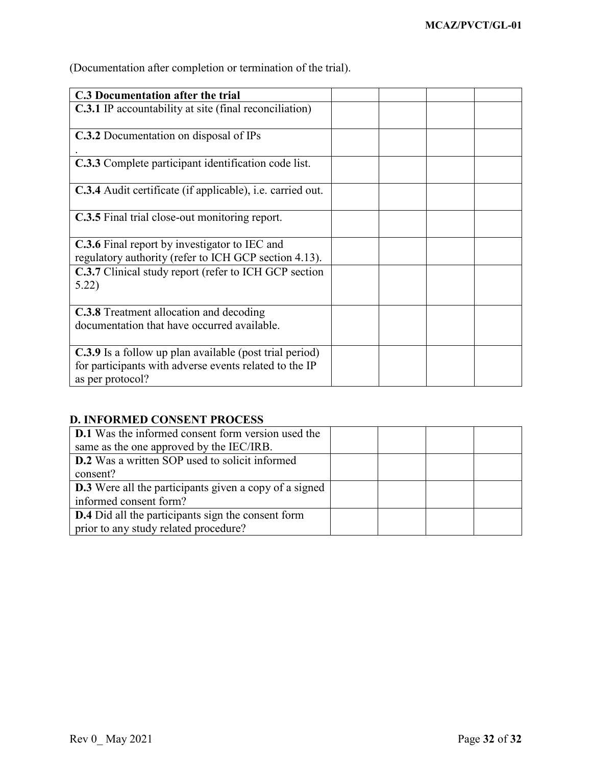(Documentation after completion or termination of the trial).

| **C.3 Documentation after the trial** | | | | |
|---|---|---|---|---|
| **C.3.1** IP accountability at site (final reconciliation) | | | | |
| **C.3.2** Documentation on disposal of IPs . | | | | |
| **C.3.3** Complete participant identification code list. | | | | |
| **C.3.4** Audit certificate (if applicable), i.e. carried out. | | | | |
| **C.3.5** Final trial close-out monitoring report. | | | | |
| **C.3.6** Final report by investigator to IEC and regulatory authority (refer to ICH GCP section 4.13). | | | | |
| **C.3.7** Clinical study report (refer to ICH GCP section 5.22) | | | | |
| **C.3.8** Treatment allocation and decoding documentation that have occurred available. | | | | |
| **C.3.9** Is a follow up plan available (post trial period) for participants with adverse events related to the IP as per protocol? | | | | |

## D. INFORMED CONSENT PROCESS

| | | | | |
|---|---|---|---|---|
| **D.1** Was the informed consent form version used the same as the one approved by the IEC/IRB. | | | | |
| **D.2** Was a written SOP used to solicit informed consent? | | | | |
| **D.3** Were all the participants given a copy of a signed informed consent form? | | | | |
| **D.4** Did all the participants sign the consent form prior to any study related procedure? | | | | |